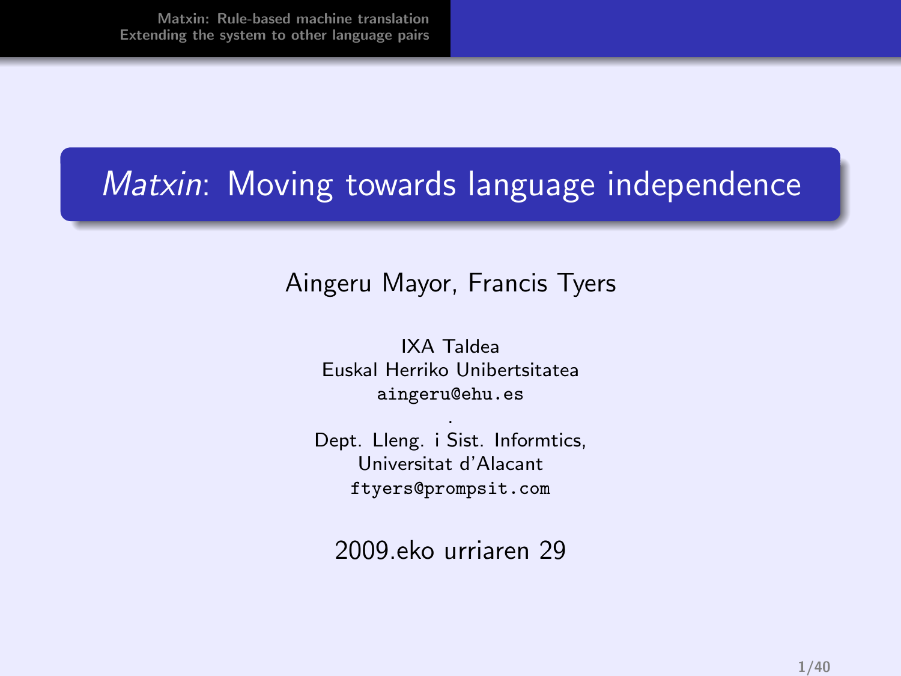# *Matxin*: Moving towards language independence

Aingeru Mayor, Francis Tyers

IXA Taldea
Euskal Herriko Unibertsitatea
aingeru@ehu.es

.

Dept. Lleng. i Sist. Informtics,
Universitat d'Alacant
ftyers@prompsit.com

2009.eko urriaren 29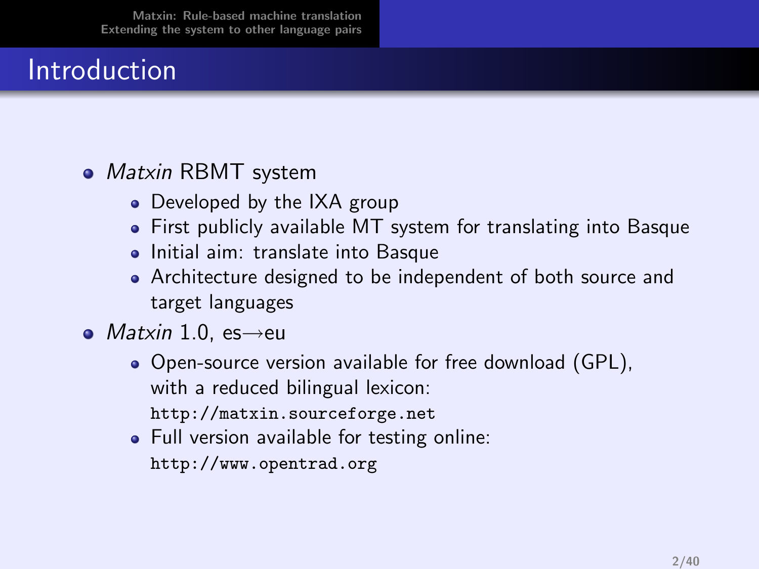# Introduction

- *Matxin* RBMT system
  - Developed by the IXA group
  - First publicly available MT system for translating into Basque
  - Initial aim: translate into Basque
  - Architecture designed to be independent of both source and target languages
- *Matxin* 1.0, es→eu
  - Open-source version available for free download (GPL), with a reduced bilingual lexicon: `http://matxin.sourceforge.net`
  - Full version available for testing online: `http://www.opentrad.org`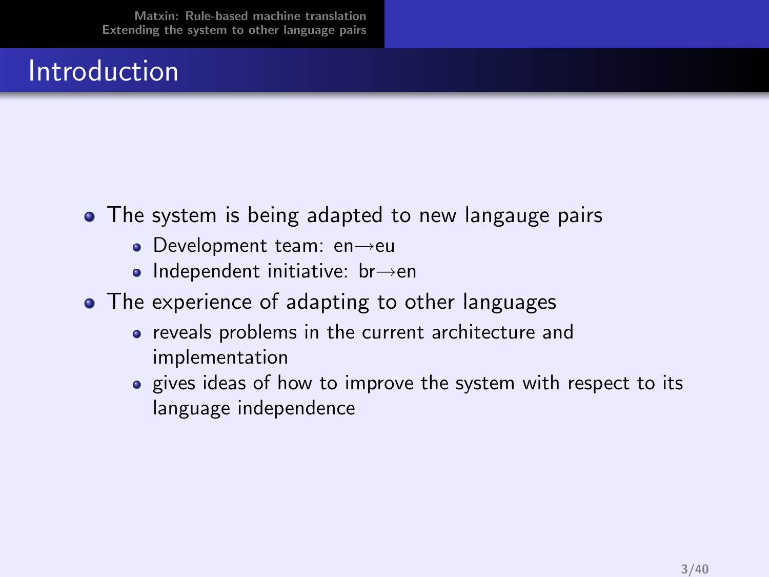# Introduction

- The system is being adapted to new langauge pairs
  - Development team: en→eu
  - Independent initiative: br→en
- The experience of adapting to other languages
  - reveals problems in the current architecture and implementation
  - gives ideas of how to improve the system with respect to its language independence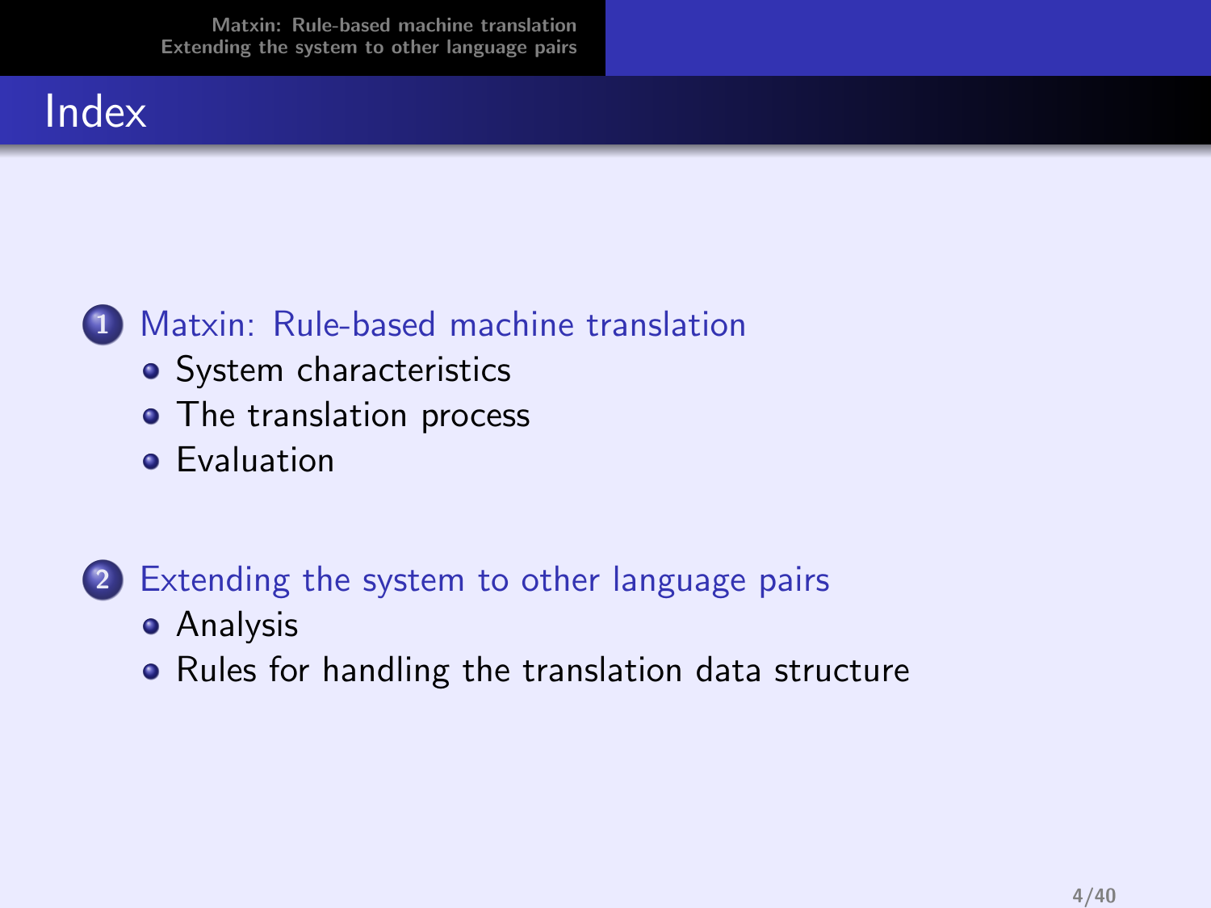# Index

1. Matxin: Rule-based machine translation
   - System characteristics
   - The translation process
   - Evaluation

2. Extending the system to other language pairs
   - Analysis
   - Rules for handling the translation data structure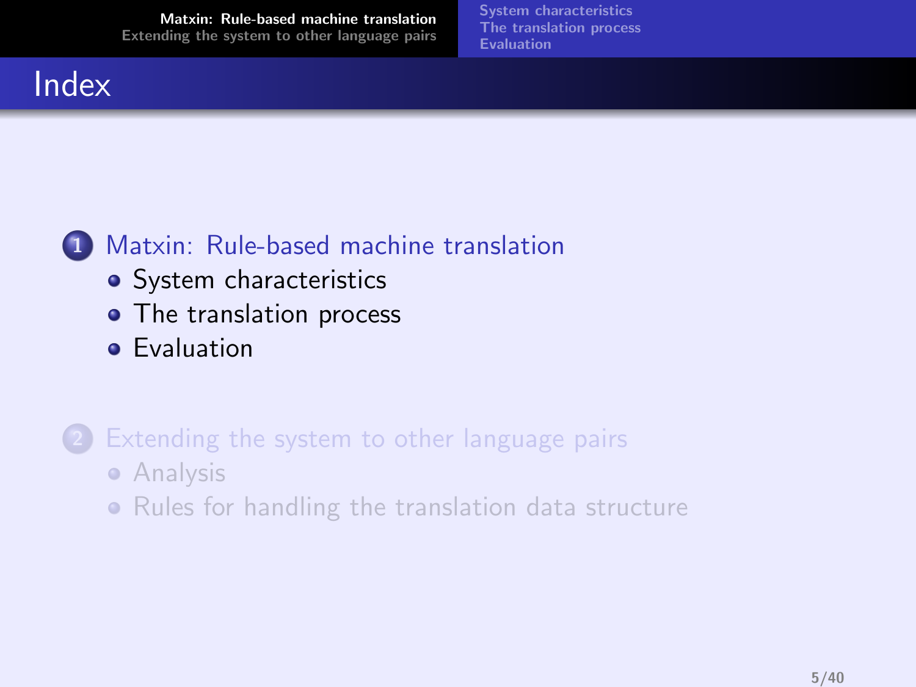# Index

1. Matxin: Rule-based machine translation
   - System characteristics
   - The translation process
   - Evaluation

2. Extending the system to other language pairs
   - Analysis
   - Rules for handling the translation data structure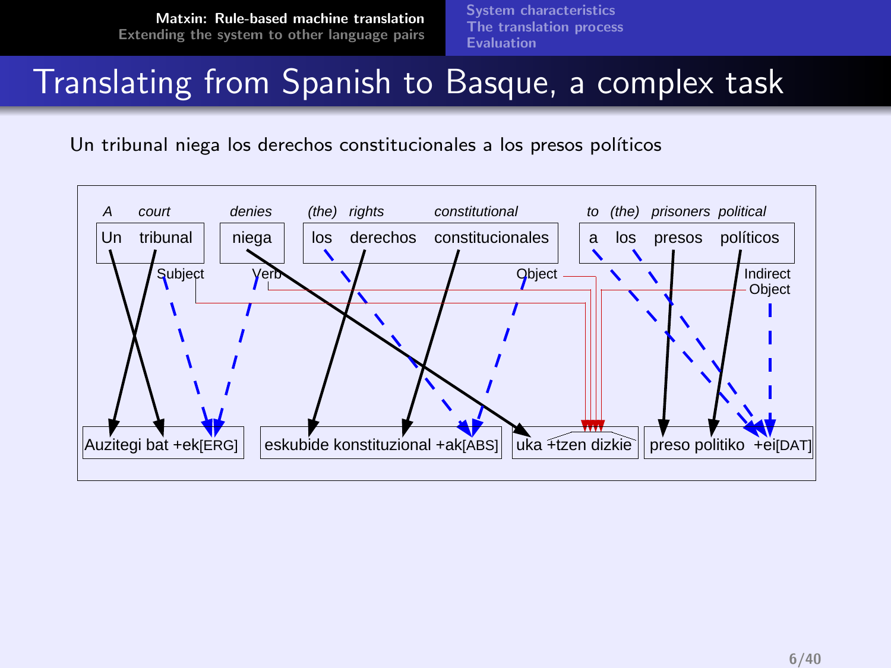# Translating from Spanish to Basque, a complex task

Un tribunal niega los derechos constitucionales a los presos políticos

| *A* | *court* | *denies* | *(the)* | *rights* | *constitutional* | *to* | *(the)* | *prisoners* | *political* |
|---|---|---|---|---|---|---|---|---|---|
| Un | tribunal | niega | los | derechos | constitucionales | a | los | presos | políticos |

Subject — Verb — Object — Indirect Object

Auzitegi bat +ek[ERG] — eskubide konstituzional +ak[ABS] — uka +tzen dizkie — preso politiko +ei[DAT]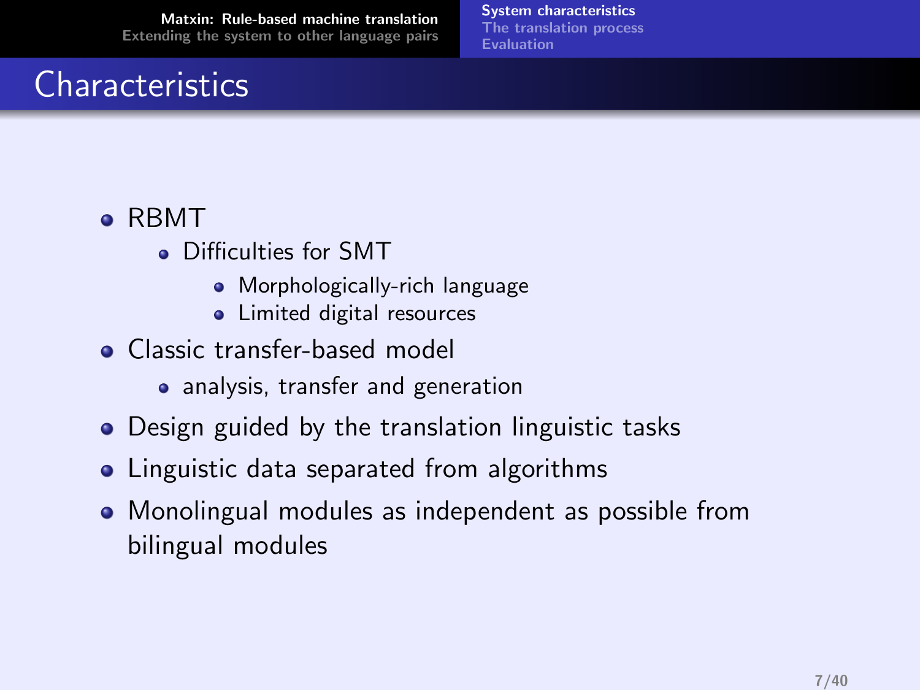# Characteristics

- RBMT
  - Difficulties for SMT
    - Morphologically-rich language
    - Limited digital resources
- Classic transfer-based model
  - analysis, transfer and generation
- Design guided by the translation linguistic tasks
- Linguistic data separated from algorithms
- Monolingual modules as independent as possible from bilingual modules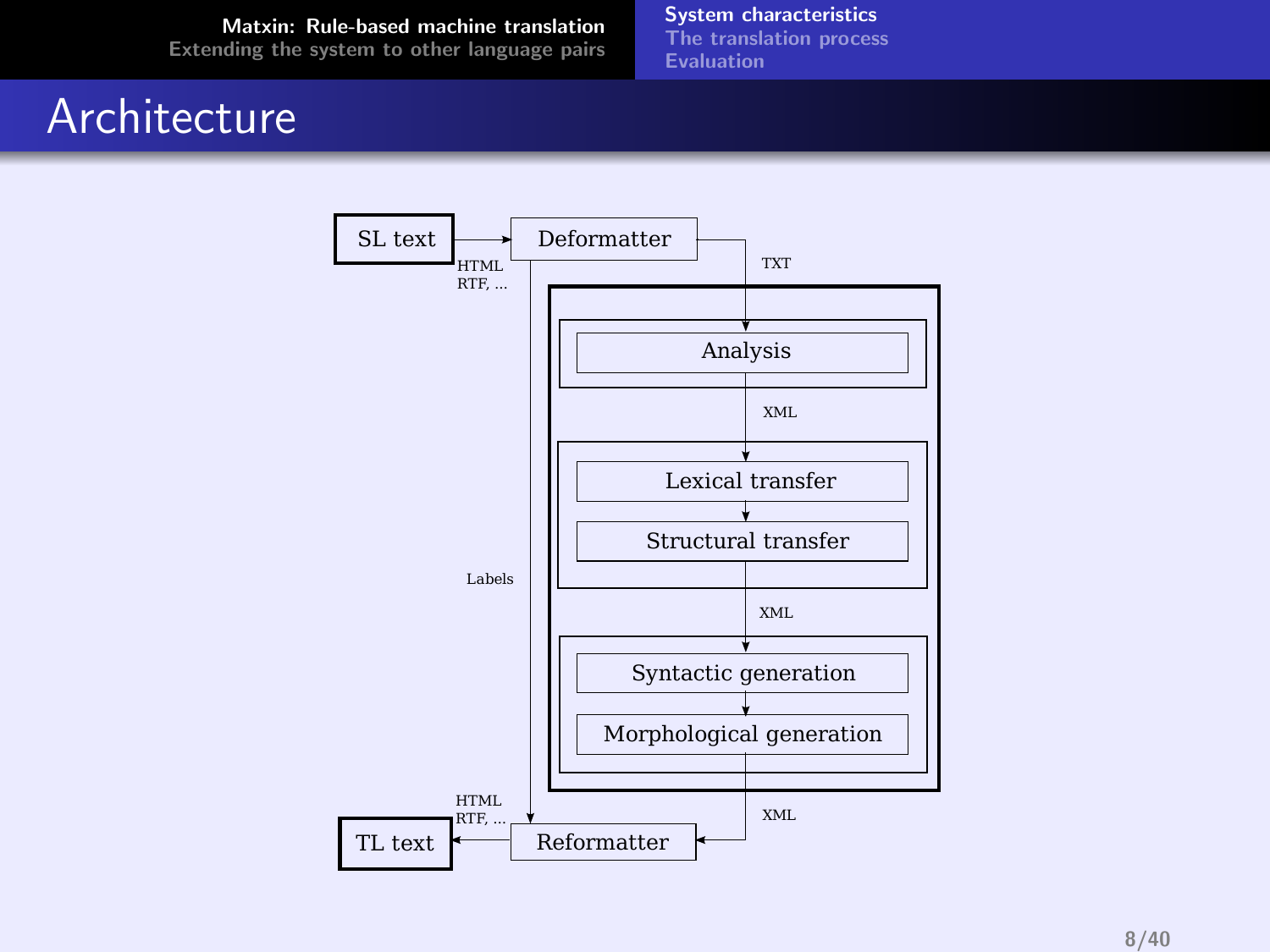# Architecture

SL text → Deformatter

HTML RTF, ...

TXT

Analysis

XML

Lexical transfer

Structural transfer

Labels

XML

Syntactic generation

Morphological generation

HTML RTF, ...

XML

TL text ← Reformatter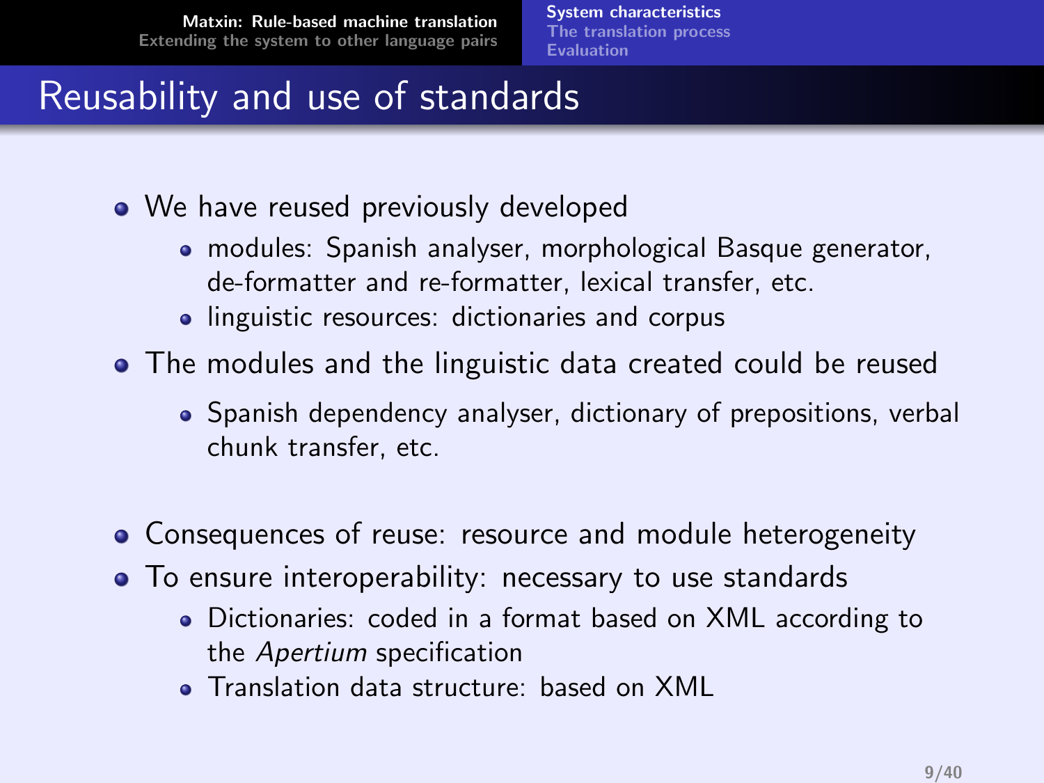# Reusability and use of standards

- We have reused previously developed
  - modules: Spanish analyser, morphological Basque generator, de-formatter and re-formatter, lexical transfer, etc.
  - linguistic resources: dictionaries and corpus
- The modules and the linguistic data created could be reused
  - Spanish dependency analyser, dictionary of prepositions, verbal chunk transfer, etc.
- Consequences of reuse: resource and module heterogeneity
- To ensure interoperability: necessary to use standards
  - Dictionaries: coded in a format based on XML according to the *Apertium* specification
  - Translation data structure: based on XML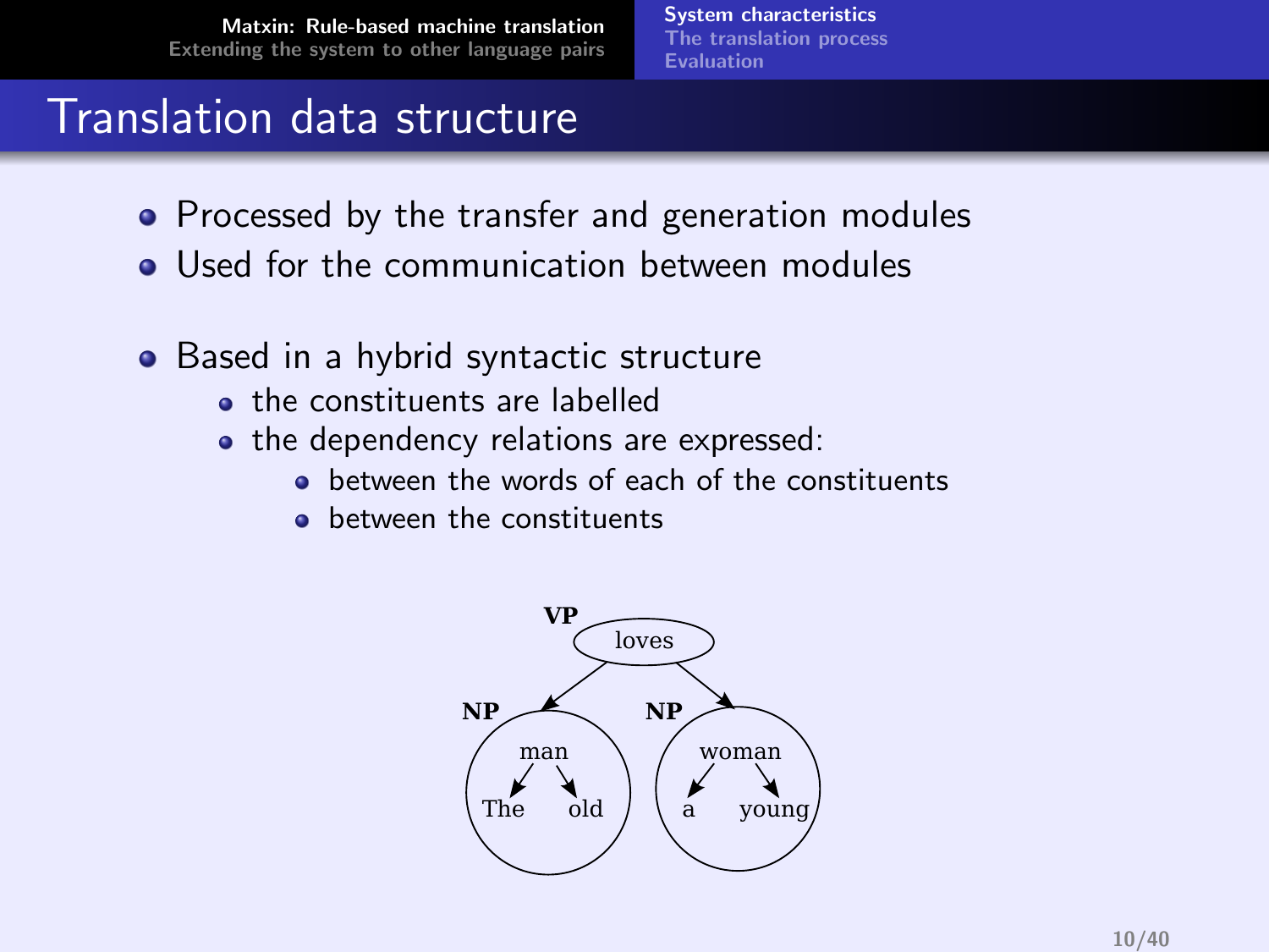# Translation data structure

- Processed by the transfer and generation modules
- Used for the communication between modules

- Based in a hybrid syntactic structure
  - the constituents are labelled
  - the dependency relations are expressed:
    - between the words of each of the constituents
    - between the constituents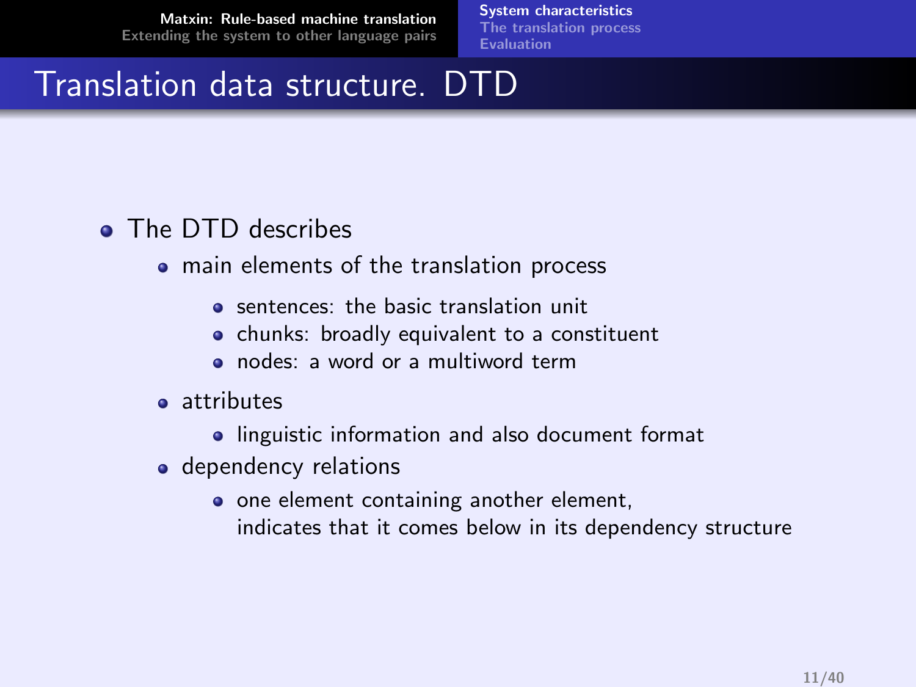# Translation data structure. DTD

- The DTD describes
  - main elements of the translation process
    - sentences: the basic translation unit
    - chunks: broadly equivalent to a constituent
    - nodes: a word or a multiword term
  - attributes
    - linguistic information and also document format
  - dependency relations
    - one element containing another element, indicates that it comes below in its dependency structure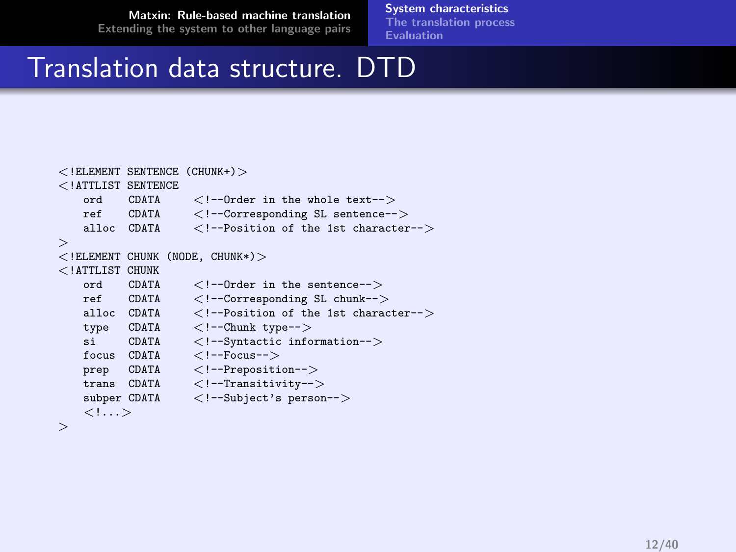# Translation data structure. DTD

```
<!ELEMENT SENTENCE (CHUNK+)>
<!ATTLIST SENTENCE
    ord    CDATA     <!--Order in the whole text-->
    ref    CDATA     <!--Corresponding SL sentence-->
    alloc  CDATA     <!--Position of the 1st character-->
>
<!ELEMENT CHUNK (NODE, CHUNK*)>
<!ATTLIST CHUNK
    ord    CDATA     <!--Order in the sentence-->
    ref    CDATA     <!--Corresponding SL chunk-->
    alloc  CDATA     <!--Position of the 1st character-->
    type   CDATA     <!--Chunk type-->
    si     CDATA     <!--Syntactic information-->
    focus  CDATA     <!--Focus-->
    prep   CDATA     <!--Preposition-->
    trans  CDATA     <!--Transitivity-->
    subper CDATA     <!--Subject's person-->
    <!...>
>
```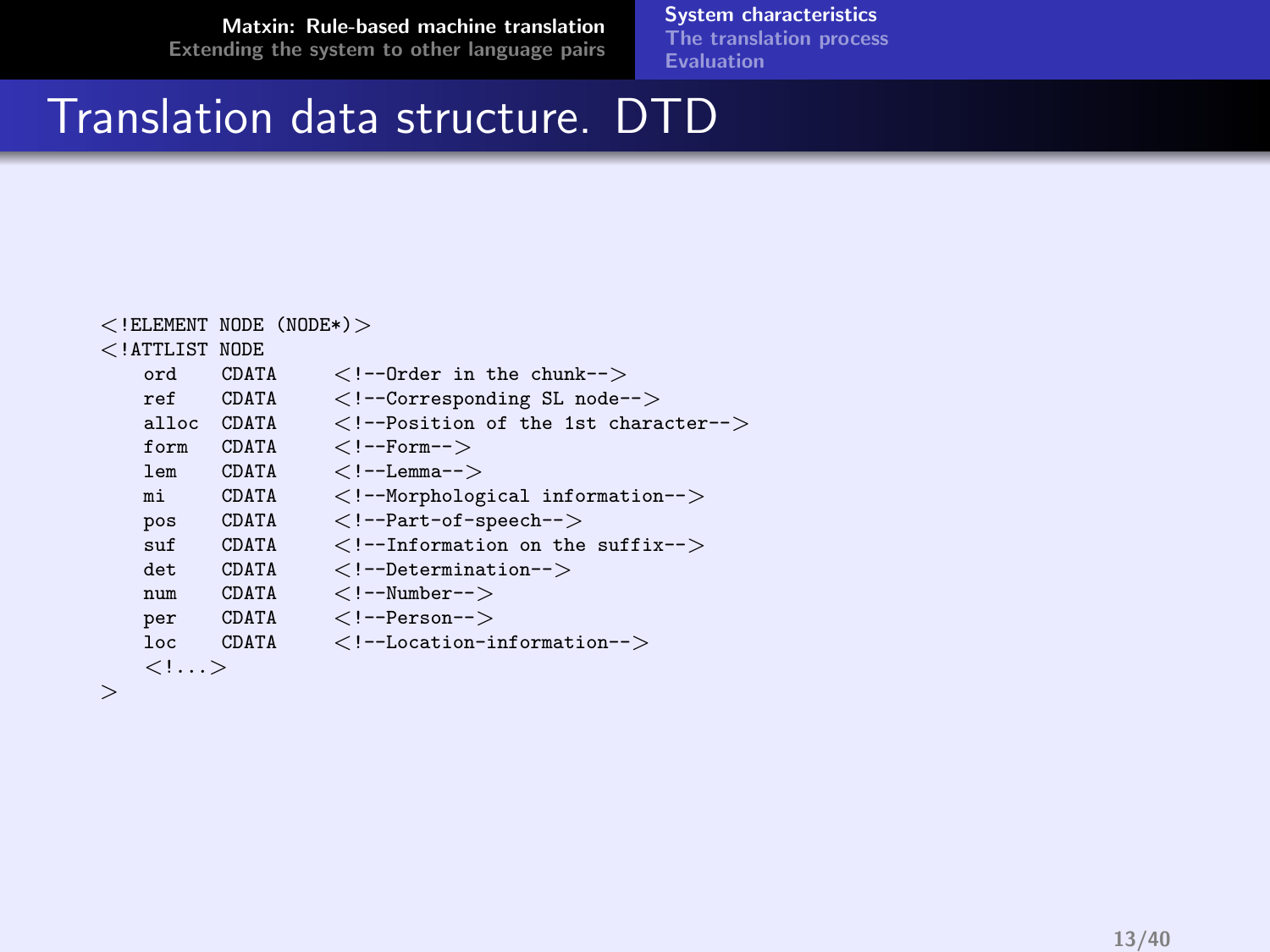# Translation data structure. DTD

```
<!ELEMENT NODE (NODE*)>
<!ATTLIST NODE
    ord    CDATA    <!--Order in the chunk-->
    ref    CDATA    <!--Corresponding SL node-->
    alloc  CDATA    <!--Position of the 1st character-->
    form   CDATA    <!--Form-->
    lem    CDATA    <!--Lemma-->
    mi     CDATA    <!--Morphological information-->
    pos    CDATA    <!--Part-of-speech-->
    suf    CDATA    <!--Information on the suffix-->
    det    CDATA    <!--Determination-->
    num    CDATA    <!--Number-->
    per    CDATA    <!--Person-->
    loc    CDATA    <!--Location-information-->
    <!...>
>
```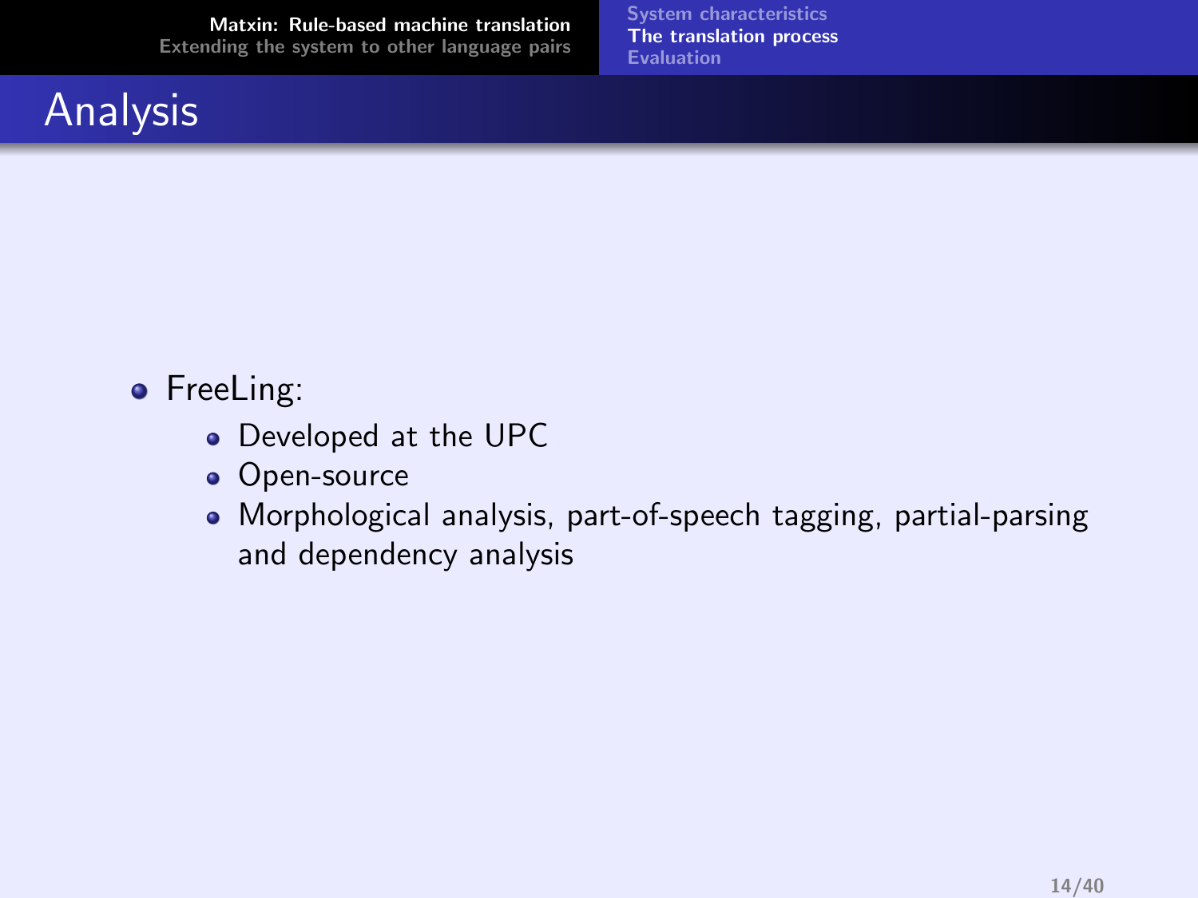# Analysis

- FreeLing:
  - Developed at the UPC
  - Open-source
  - Morphological analysis, part-of-speech tagging, partial-parsing and dependency analysis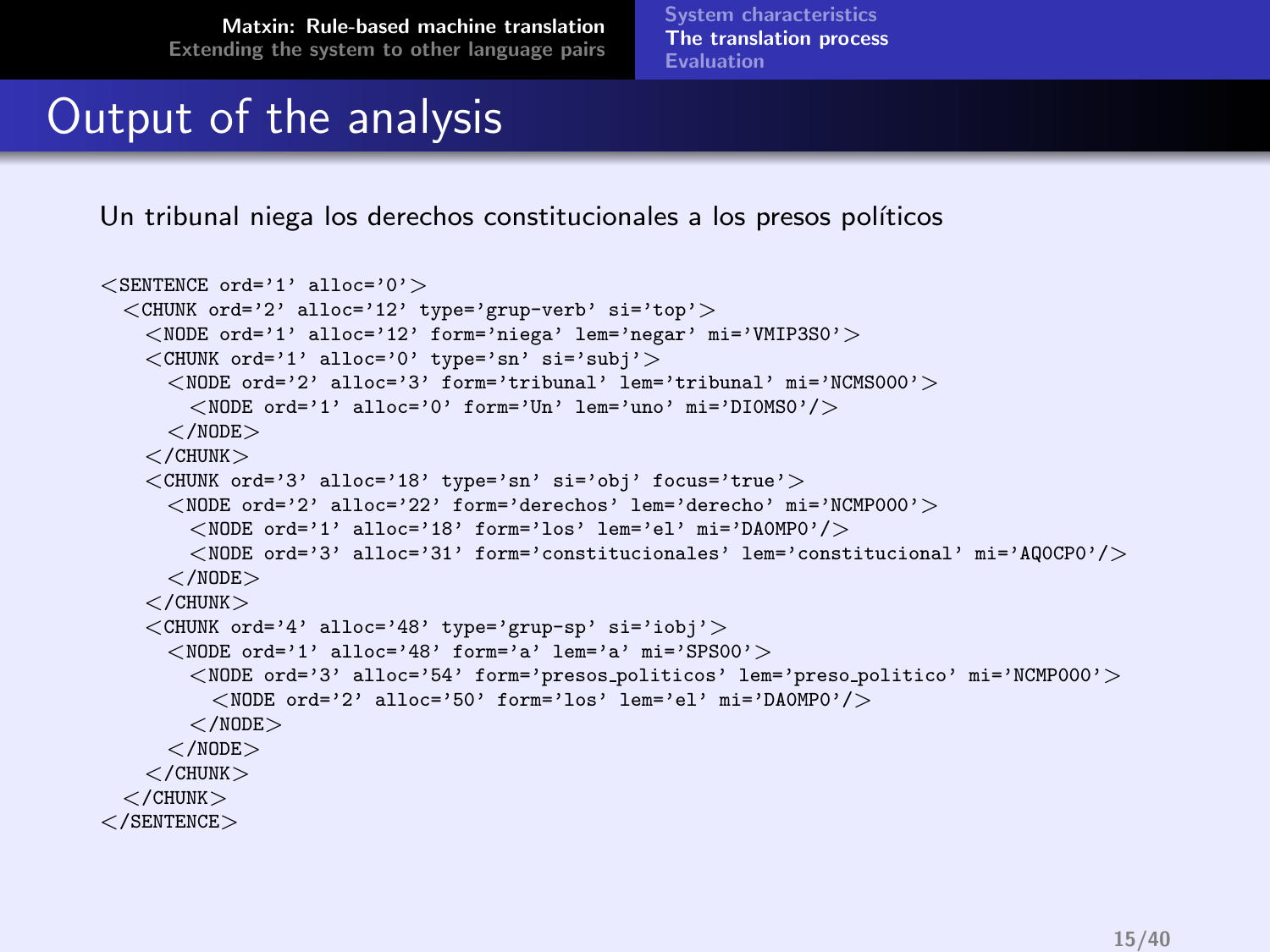# Output of the analysis

Un tribunal niega los derechos constitucionales a los presos políticos

```
<SENTENCE ord='1' alloc='0'>
  <CHUNK ord='2' alloc='12' type='grup-verb' si='top'>
    <NODE ord='1' alloc='12' form='niega' lem='negar' mi='VMIP3S0'>
    <CHUNK ord='1' alloc='0' type='sn' si='subj'>
      <NODE ord='2' alloc='3' form='tribunal' lem='tribunal' mi='NCMS000'>
        <NODE ord='1' alloc='0' form='Un' lem='uno' mi='DI0MS0'/>
      </NODE>
    </CHUNK>
    <CHUNK ord='3' alloc='18' type='sn' si='obj' focus='true'>
      <NODE ord='2' alloc='22' form='derechos' lem='derecho' mi='NCMP000'>
        <NODE ord='1' alloc='18' form='los' lem='el' mi='DA0MP0'/>
        <NODE ord='3' alloc='31' form='constitucionales' lem='constitucional' mi='AQ0CP0'/>
      </NODE>
    </CHUNK>
    <CHUNK ord='4' alloc='48' type='grup-sp' si='iobj'>
      <NODE ord='1' alloc='48' form='a' lem='a' mi='SPS00'>
        <NODE ord='3' alloc='54' form='presos_politicos' lem='preso_politico' mi='NCMP000'>
          <NODE ord='2' alloc='50' form='los' lem='el' mi='DA0MP0'/>
        </NODE>
      </NODE>
    </CHUNK>
  </CHUNK>
</SENTENCE>
```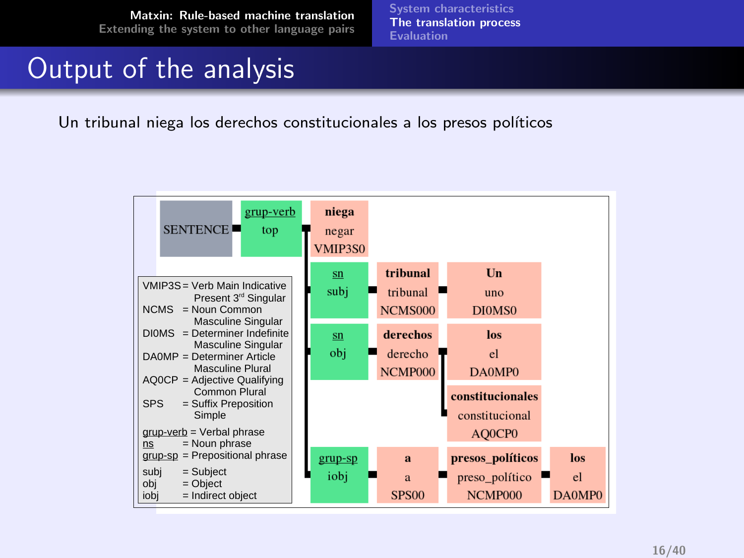# Output of the analysis

Un tribunal niega los derechos constitucionales a los presos políticos

SENTENCE — grup-verb (top) — **niega** / negar / VMIP3S0

- sn (subj) — **tribunal** / tribunal / NCMS000 — **Un** / uno / DI0MS0
- sn (obj) — **derechos** / derecho / NCMP000
  - **los** / el / DA0MP0
  - **constitucionales** / constitucional / AQ0CP0
- grup-sp (iobj) — **a** / a / SPS00 — **presos_políticos** / preso_político / NCMP000 — **los** / el / DA0MP0

| | |
|---|---|
| VMIP3S | = Verb Main Indicative Present 3rd Singular |
| NCMS | = Noun Common Masculine Singular |
| DI0MS | = Determiner Indefinite Masculine Singular |
| DA0MP | = Determiner Article Masculine Plural |
| AQ0CP | = Adjective Qualifying Common Plural |
| SPS | = Suffix Preposition Simple |
| grup-verb | = Verbal phrase |
| ns | = Noun phrase |
| grup-sp | = Prepositional phrase |
| subj | = Subject |
| obj | = Object |
| iobj | = Indirect object |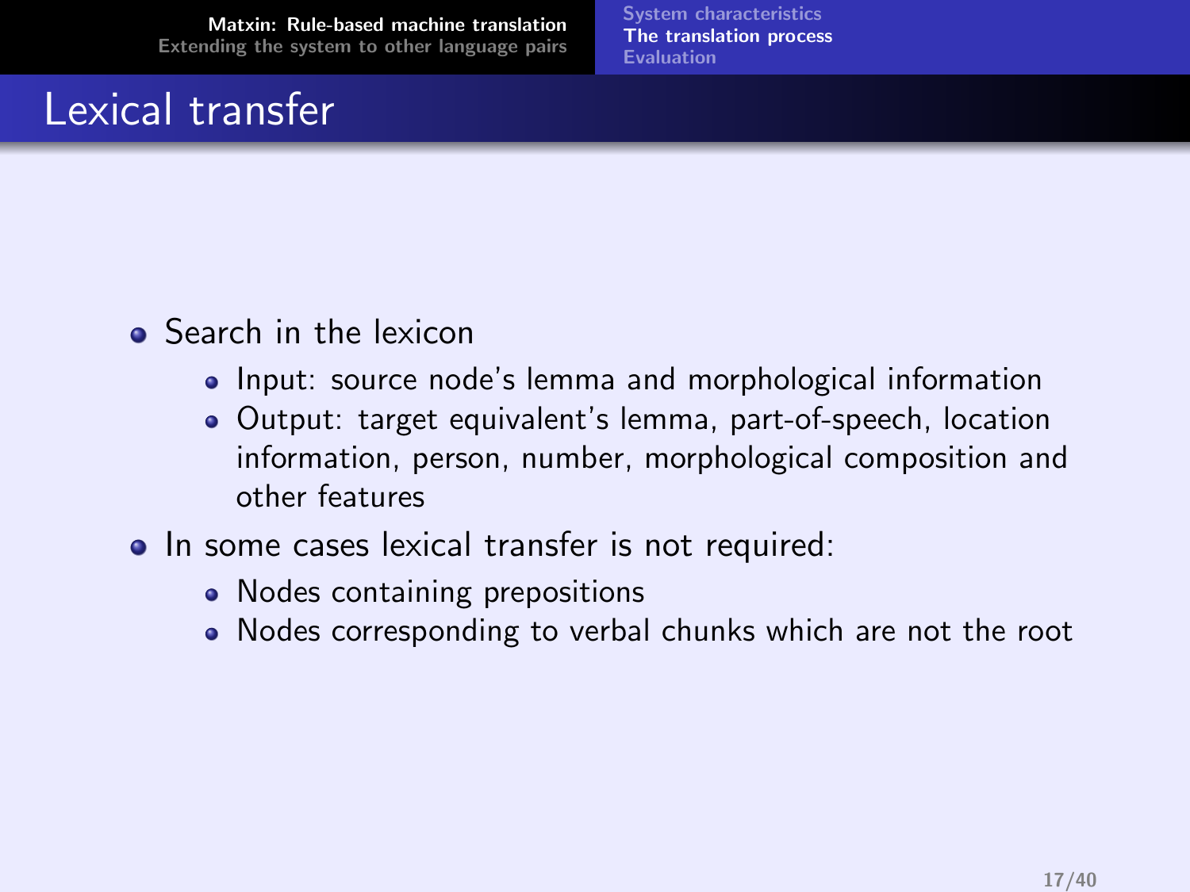# Lexical transfer

- Search in the lexicon
  - Input: source node's lemma and morphological information
  - Output: target equivalent's lemma, part-of-speech, location information, person, number, morphological composition and other features
- In some cases lexical transfer is not required:
  - Nodes containing prepositions
  - Nodes corresponding to verbal chunks which are not the root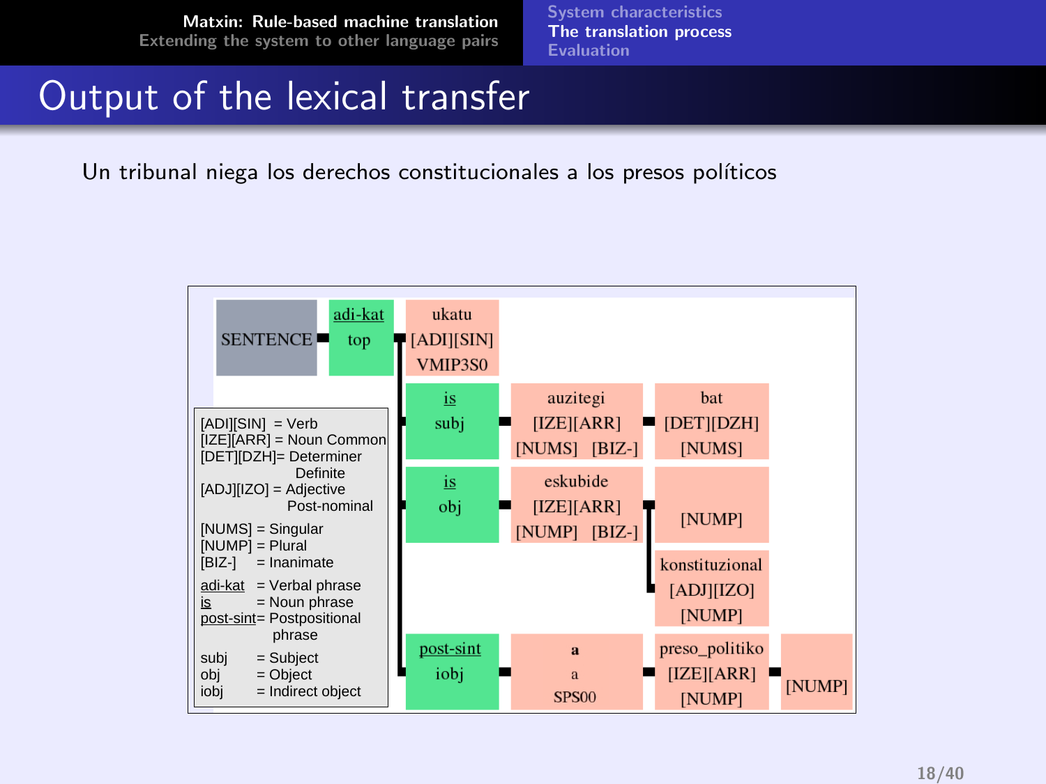# Output of the lexical transfer

Un tribunal niega los derechos constitucionales a los presos políticos

SENTENCE — adi-kat top — ukatu [ADI][SIN] VMIP3S0

- is subj — auzitegi [IZE][ARR] [NUMS] [BIZ-] — bat [DET][DZH] [NUMS]
- is obj — eskubide [IZE][ARR] [NUMP] [BIZ-] — [NUMP]; konstituzional [ADJ][IZO] [NUMP]
- post-sint iobj — **a** a SPS00 — preso_politiko [IZE][ARR] [NUMP] — [NUMP]

[ADI][SIN] = Verb
[IZE][ARR] = Noun Common
[DET][DZH]= Determiner Definite
[ADJ][IZO] = Adjective Post-nominal

[NUMS] = Singular
[NUMP] = Plural
[BIZ-] = Inanimate

adi-kat = Verbal phrase
is = Noun phrase
post-sint= Postpositional phrase

subj = Subject
obj = Object
iobj = Indirect object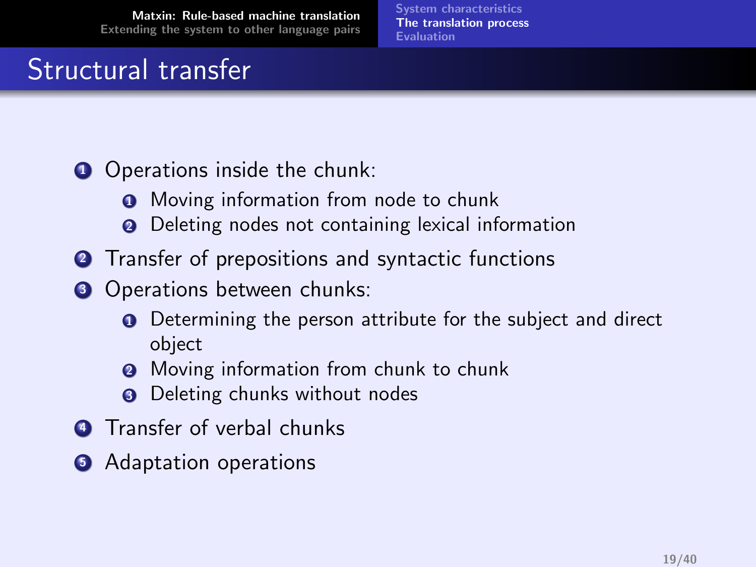# Structural transfer

1. Operations inside the chunk:
   1. Moving information from node to chunk
   2. Deleting nodes not containing lexical information
2. Transfer of prepositions and syntactic functions
3. Operations between chunks:
   1. Determining the person attribute for the subject and direct object
   2. Moving information from chunk to chunk
   3. Deleting chunks without nodes
4. Transfer of verbal chunks
5. Adaptation operations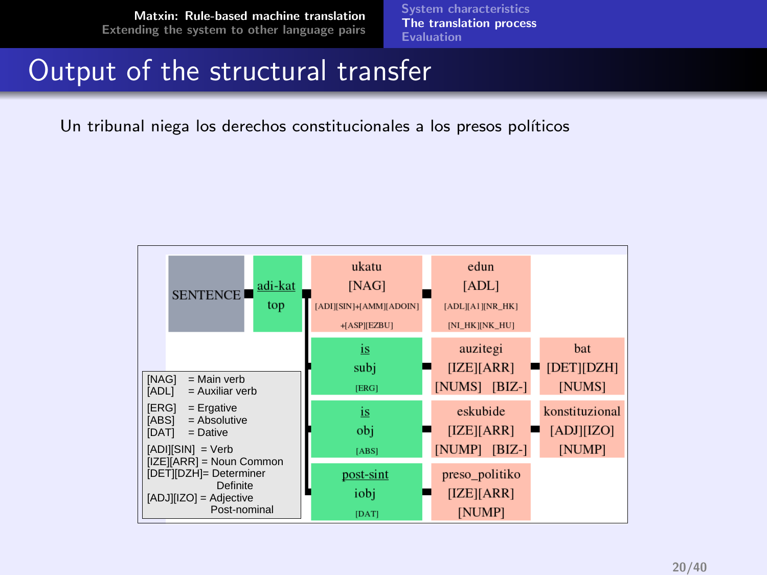# Output of the structural transfer

Un tribunal niega los derechos constitucionales a los presos políticos

| | | | | |
|---|---|---|---|---|
| SENTENCE | adi-kat top | ukatu [NAG] [ADI][SIN]+[AMM][ADOIN] +[ASP][EZBU] | edun [ADL] [ADL][A1][NR_HK] [NI_HK][NK_HU] | |
| | | is subj [ERG] | auzitegi [IZE][ARR] [NUMS] [BIZ-] | bat [DET][DZH] [NUMS] |
| | | is obj [ABS] | eskubide [IZE][ARR] [NUMP] [BIZ-] | konstituzional [ADJ][IZO] [NUMP] |
| | | post-sint iobj [DAT] | preso_politiko [IZE][ARR] [NUMP] | |

[NAG] = Main verb
[ADL] = Auxiliar verb

[ERG] = Ergative
[ABS] = Absolutive
[DAT] = Dative

[ADI][SIN] = Verb
[IZE][ARR] = Noun Common
[DET][DZH]= Determiner Definite
[ADJ][IZO] = Adjective Post-nominal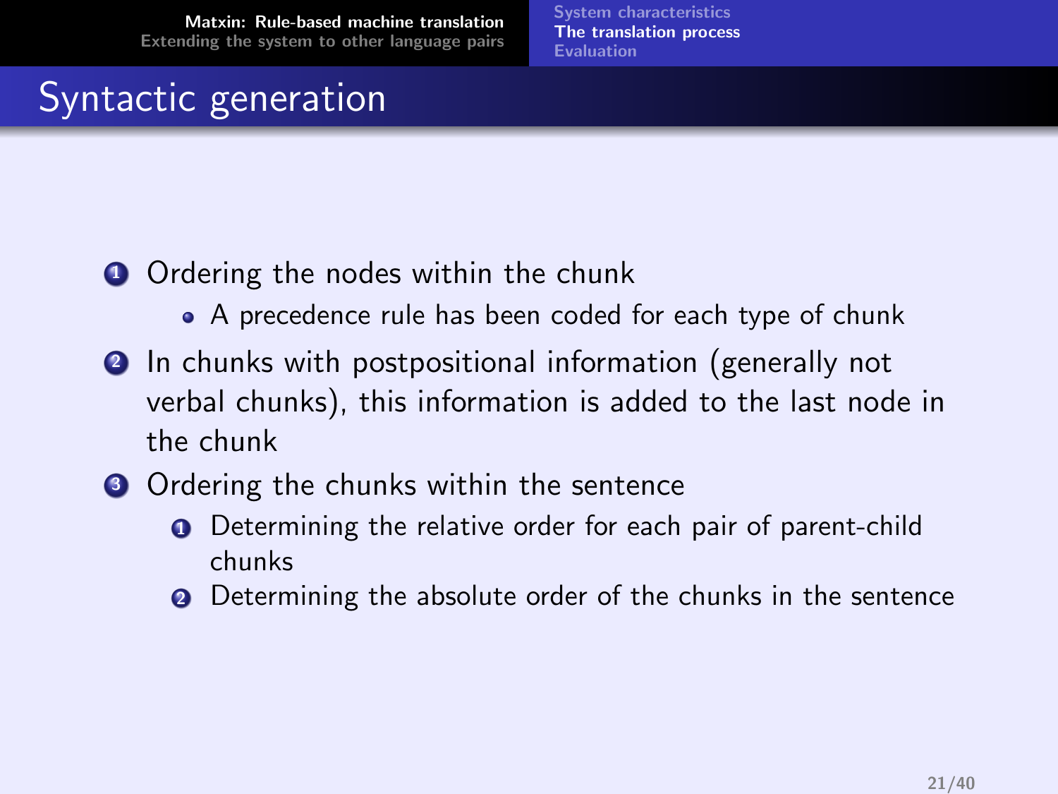# Syntactic generation

1. Ordering the nodes within the chunk
   - A precedence rule has been coded for each type of chunk
2. In chunks with postpositional information (generally not verbal chunks), this information is added to the last node in the chunk
3. Ordering the chunks within the sentence
   1. Determining the relative order for each pair of parent-child chunks
   2. Determining the absolute order of the chunks in the sentence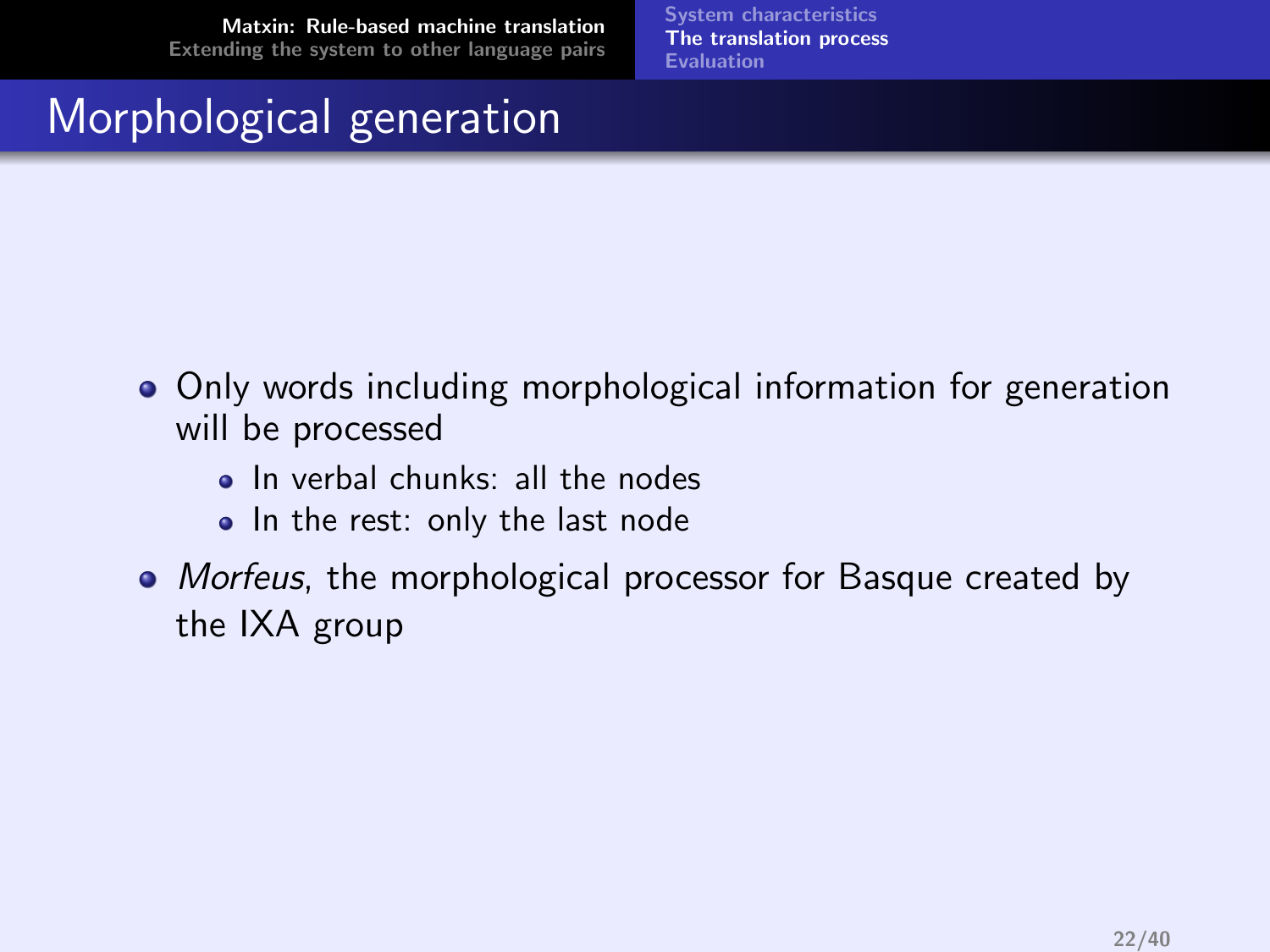# Morphological generation

- Only words including morphological information for generation will be processed
  - In verbal chunks: all the nodes
  - In the rest: only the last node
- *Morfeus*, the morphological processor for Basque created by the IXA group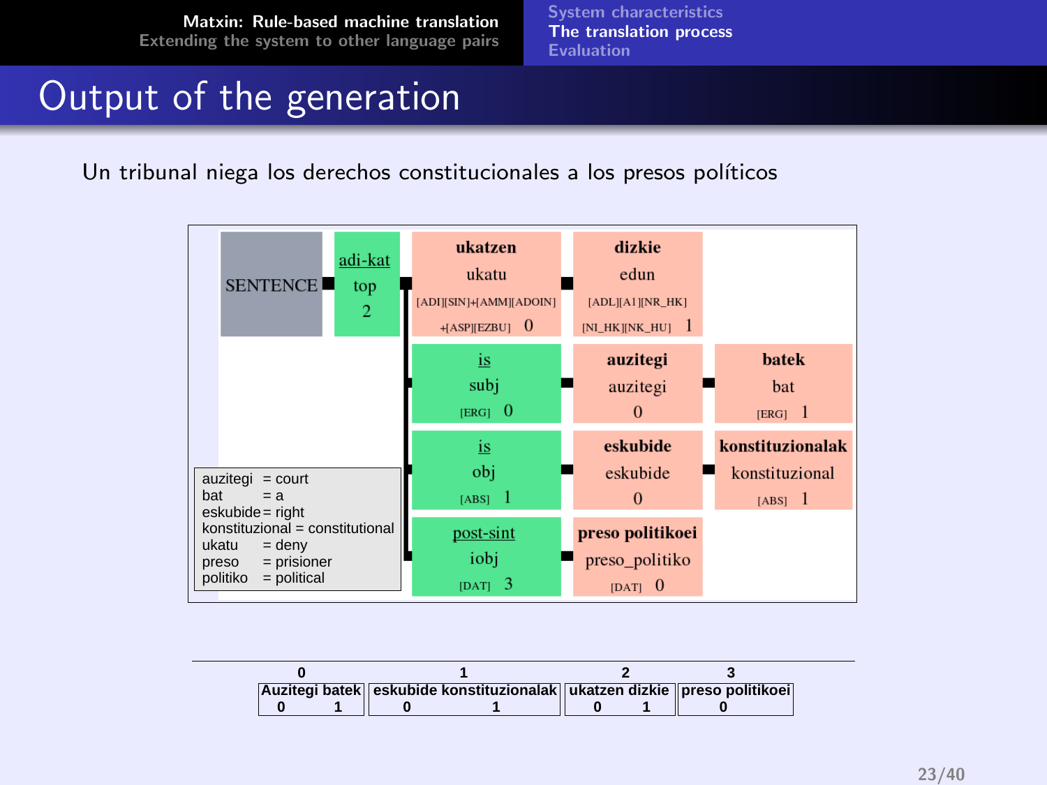# Output of the generation

Un tribunal niega los derechos constitucionales a los presos políticos

SENTENCE — adi-kat / top / 2

- **ukatzen** / ukatu / [ADI][SIN]+[AMM][ADOIN]+[ASP][EZBU] 0 — **dizkie** / edun / [ADL][A1][NR_HK][NI_HK][NK_HU] 1
- is / subj / [ERG] 0 — **auzitegi** / auzitegi / 0 — **batek** / bat / [ERG] 1
- is / obj / [ABS] 1 — **eskubide** / eskubide / 0 — **konstituzionalak** / konstituzional / [ABS] 1
- post-sint / iobj / [DAT] 3 — **preso politikoei** / preso_politiko / [DAT] 0

auzitegi = court
bat = a
eskubide = right
konstituzional = constitutional
ukatu = deny
preso = prisioner
politiko = political

| 0 | 1 | 2 | 3 |
|---|---|---|---|
| Auzitegi batek | eskubide konstituzionalak | ukatzen dizkie | preso politikoei |
| 0 1 | 0 1 | 0 1 | 0 |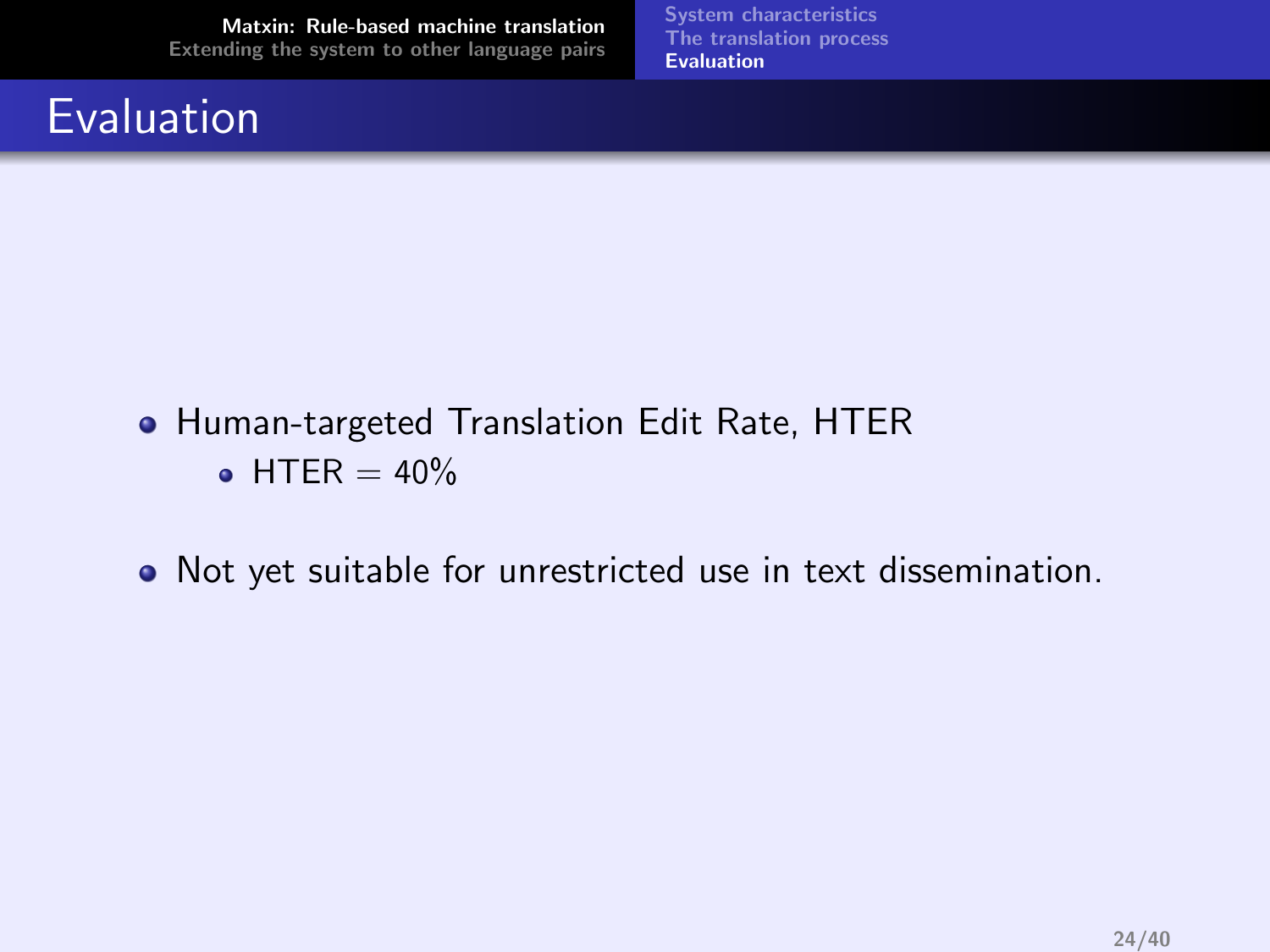# Evaluation

- Human-targeted Translation Edit Rate, HTER
  - HTER = 40%

- Not yet suitable for unrestricted use in text dissemination.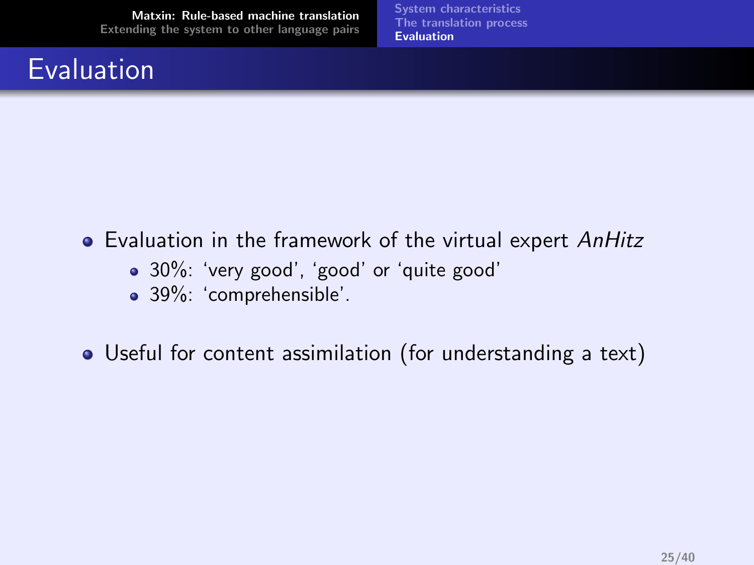# Evaluation

- Evaluation in the framework of the virtual expert *AnHitz*
  - 30%: 'very good', 'good' or 'quite good'
  - 39%: 'comprehensible'.
- Useful for content assimilation (for understanding a text)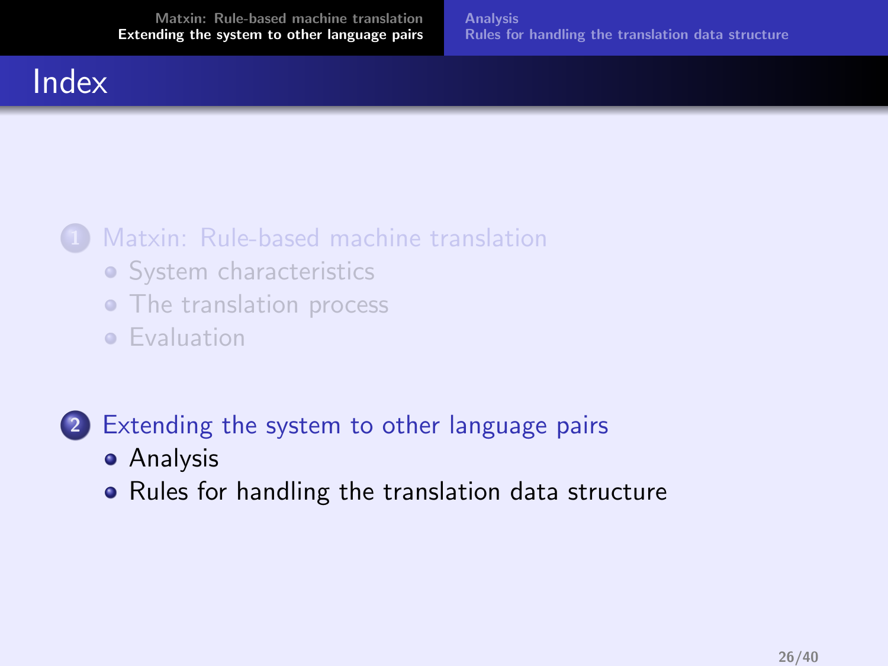# Index

1. Matxin: Rule-based machine translation
   - System characteristics
   - The translation process
   - Evaluation

2. Extending the system to other language pairs
   - Analysis
   - Rules for handling the translation data structure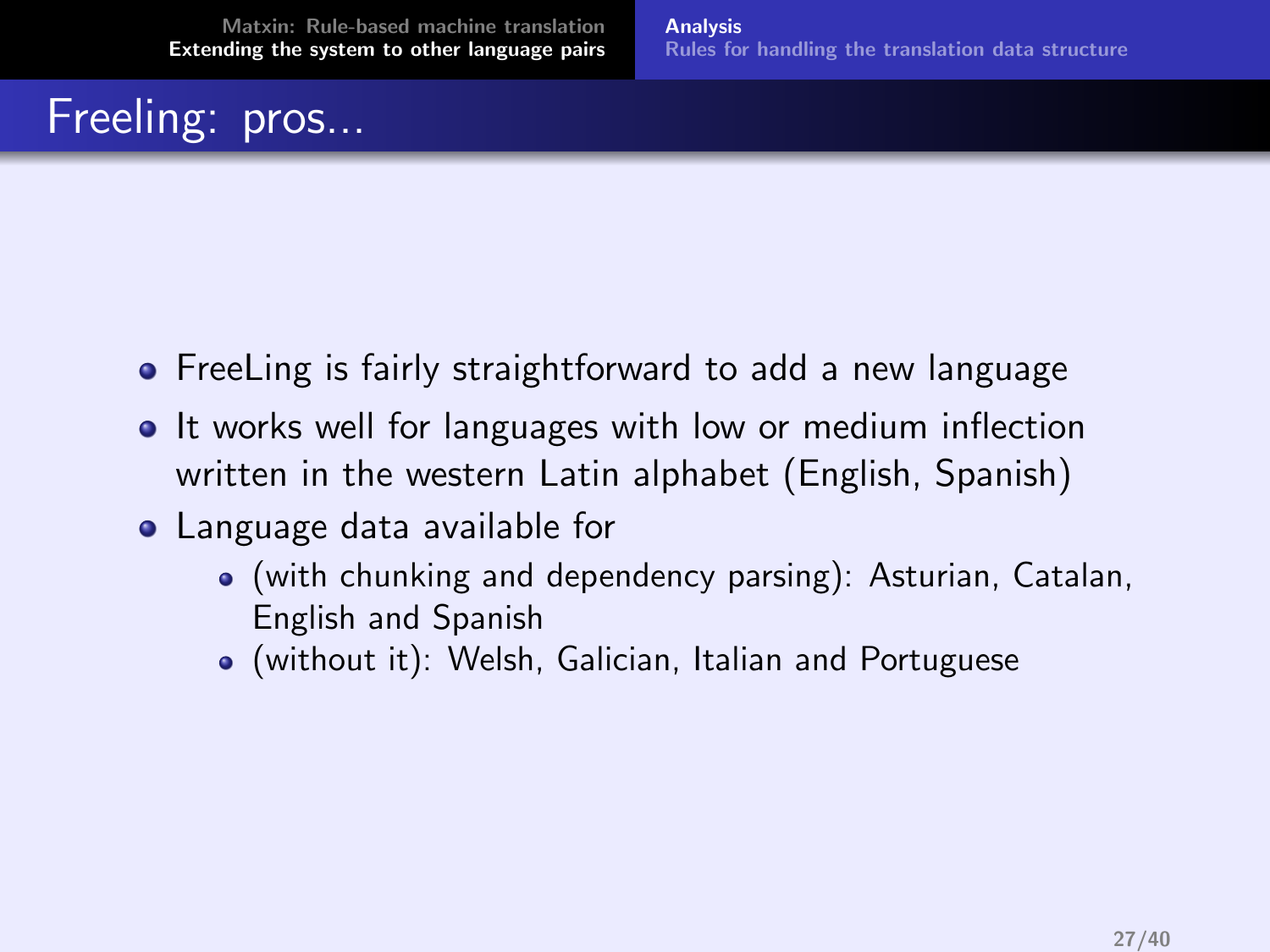# Freeling: pros...

- FreeLing is fairly straightforward to add a new language
- It works well for languages with low or medium inflection written in the western Latin alphabet (English, Spanish)
- Language data available for
  - (with chunking and dependency parsing): Asturian, Catalan, English and Spanish
  - (without it): Welsh, Galician, Italian and Portuguese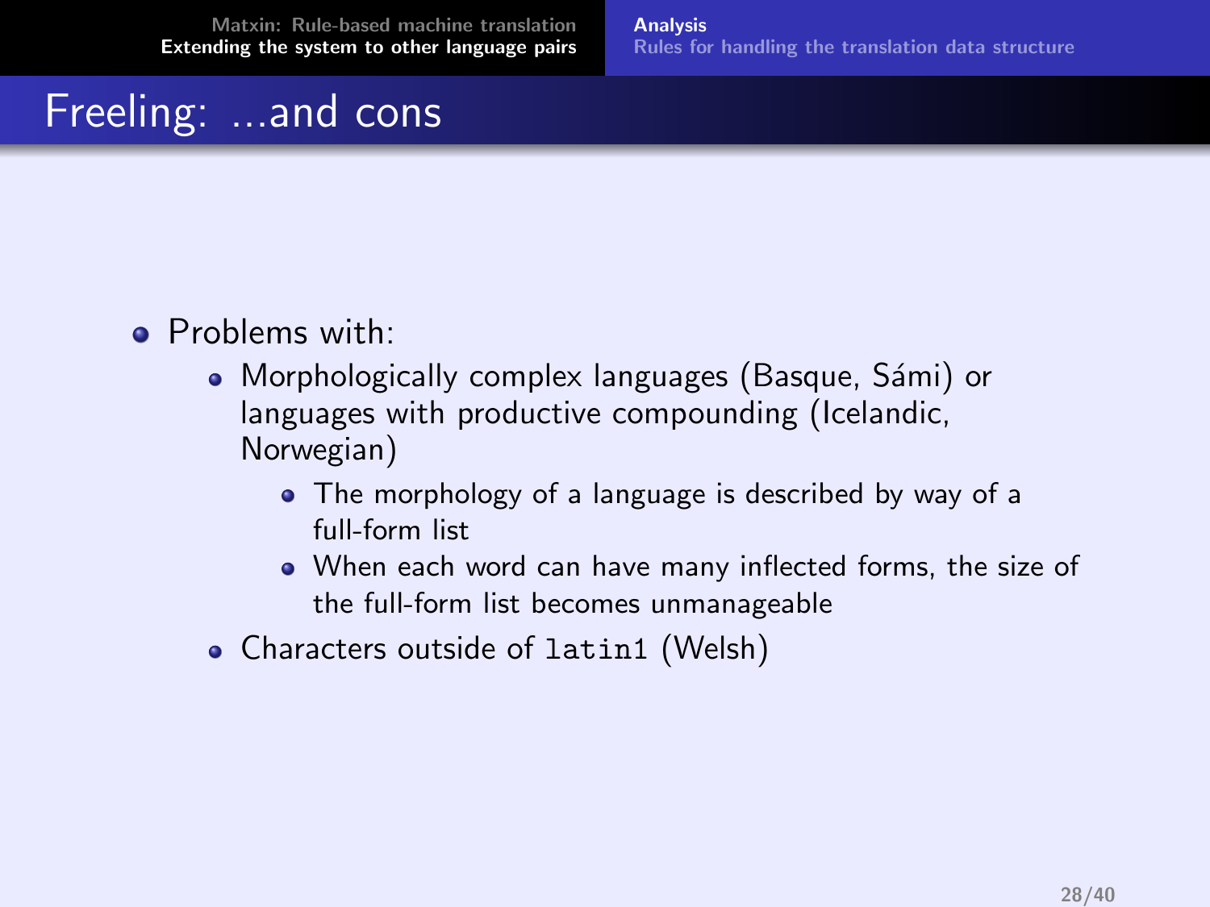# Freeling: ...and cons

- Problems with:
  - Morphologically complex languages (Basque, Sámi) or languages with productive compounding (Icelandic, Norwegian)
    - The morphology of a language is described by way of a full-form list
    - When each word can have many inflected forms, the size of the full-form list becomes unmanageable
  - Characters outside of `latin1` (Welsh)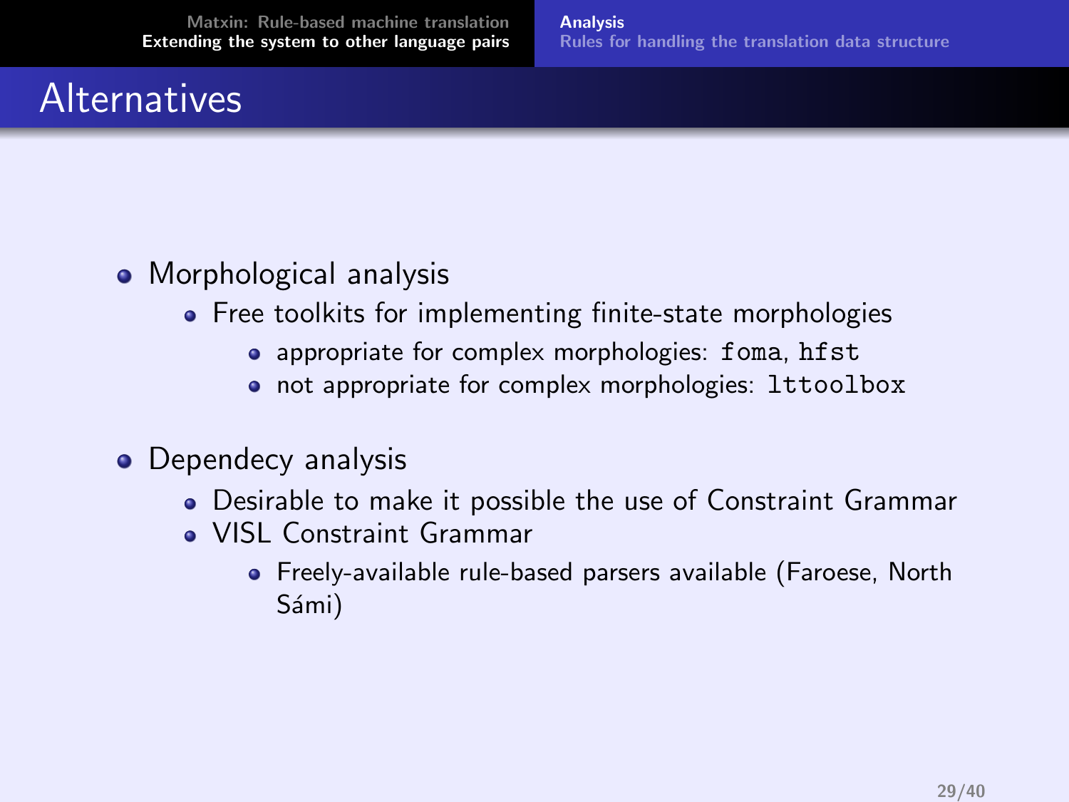# Alternatives

- Morphological analysis
  - Free toolkits for implementing finite-state morphologies
    - appropriate for complex morphologies: `foma`, `hfst`
    - not appropriate for complex morphologies: `lttoolbox`
- Dependecy analysis
  - Desirable to make it possible the use of Constraint Grammar
  - VISL Constraint Grammar
    - Freely-available rule-based parsers available (Faroese, North Sámi)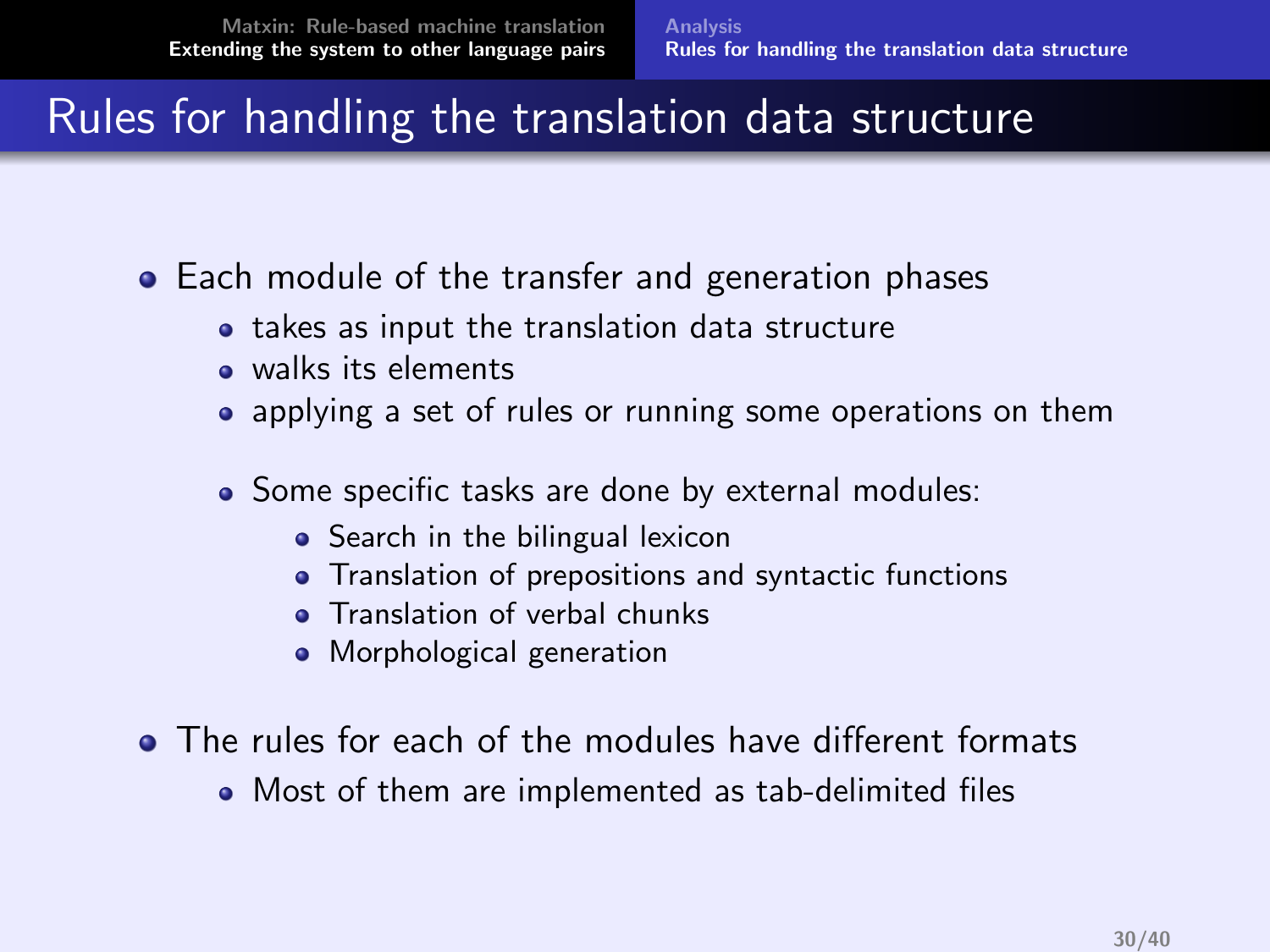# Rules for handling the translation data structure

- Each module of the transfer and generation phases
  - takes as input the translation data structure
  - walks its elements
  - applying a set of rules or running some operations on them

  - Some specific tasks are done by external modules:
    - Search in the bilingual lexicon
    - Translation of prepositions and syntactic functions
    - Translation of verbal chunks
    - Morphological generation

- The rules for each of the modules have different formats
  - Most of them are implemented as tab-delimited files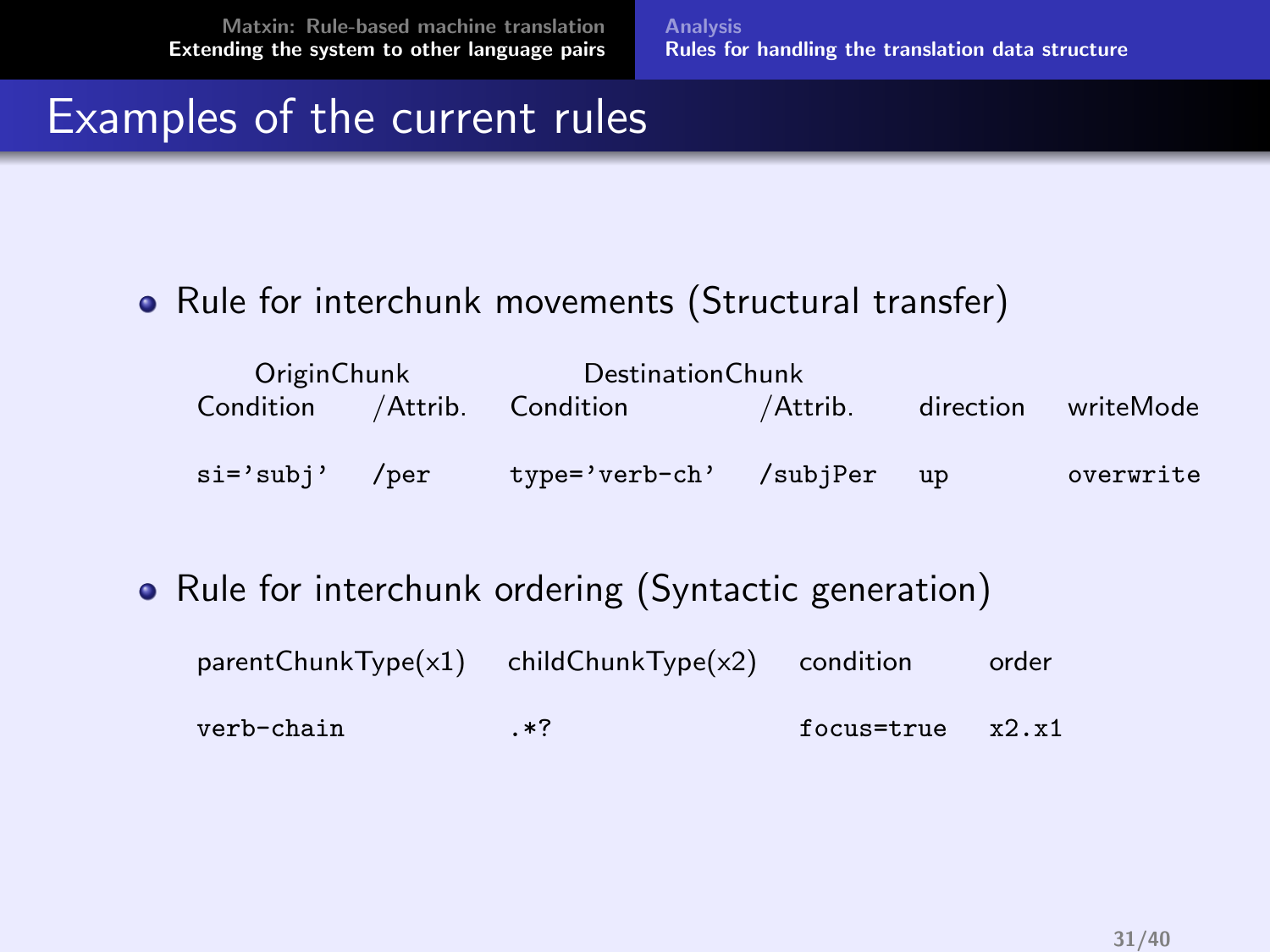# Examples of the current rules

- Rule for interchunk movements (Structural transfer)

| OriginChunk | | DestinationChunk | | | |
|---|---|---|---|---|---|
| Condition | /Attrib. | Condition | /Attrib. | direction | writeMode |
| `si='subj'` | `/per` | `type='verb-ch'` | `/subjPer` | `up` | `overwrite` |

- Rule for interchunk ordering (Syntactic generation)

| parentChunkType(x1) | childChunkType(x2) | condition | order |
|---|---|---|---|
| `verb-chain` | `.*?` | `focus=true` | `x2.x1` |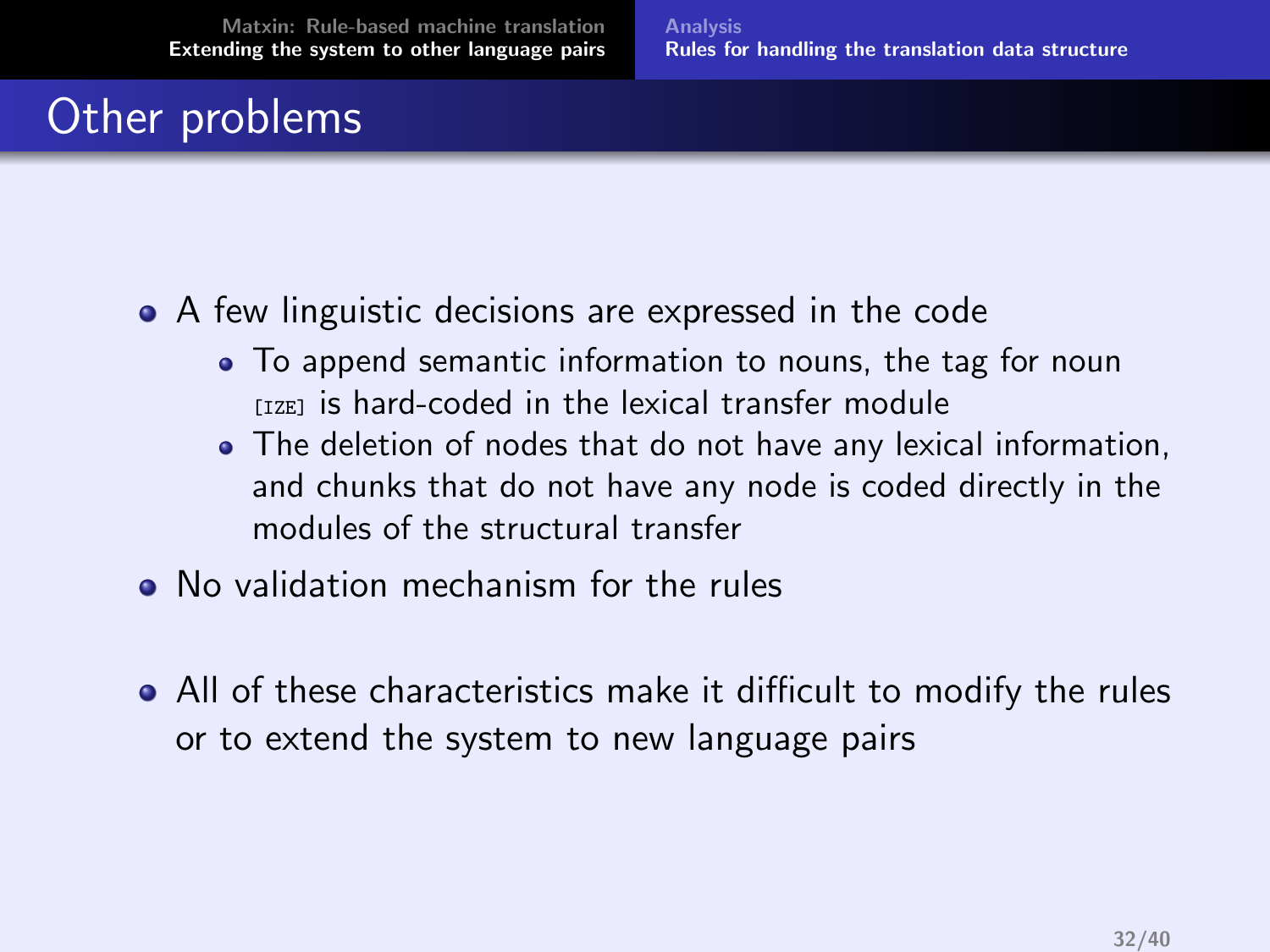# Other problems

- A few linguistic decisions are expressed in the code
  - To append semantic information to nouns, the tag for noun `[IZE]` is hard-coded in the lexical transfer module
  - The deletion of nodes that do not have any lexical information, and chunks that do not have any node is coded directly in the modules of the structural transfer
- No validation mechanism for the rules
- All of these characteristics make it difficult to modify the rules or to extend the system to new language pairs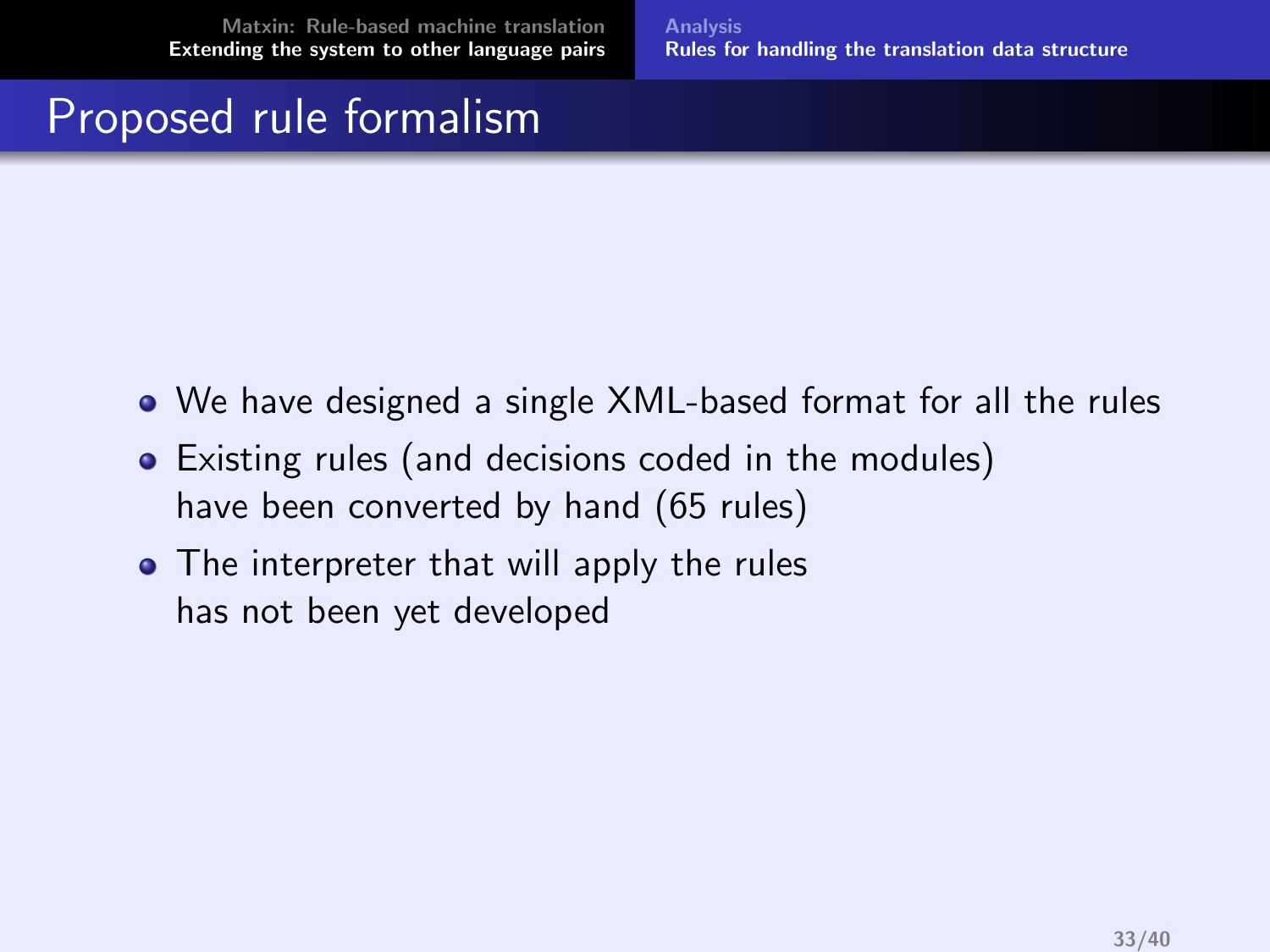# Proposed rule formalism

- We have designed a single XML-based format for all the rules
- Existing rules (and decisions coded in the modules) have been converted by hand (65 rules)
- The interpreter that will apply the rules has not been yet developed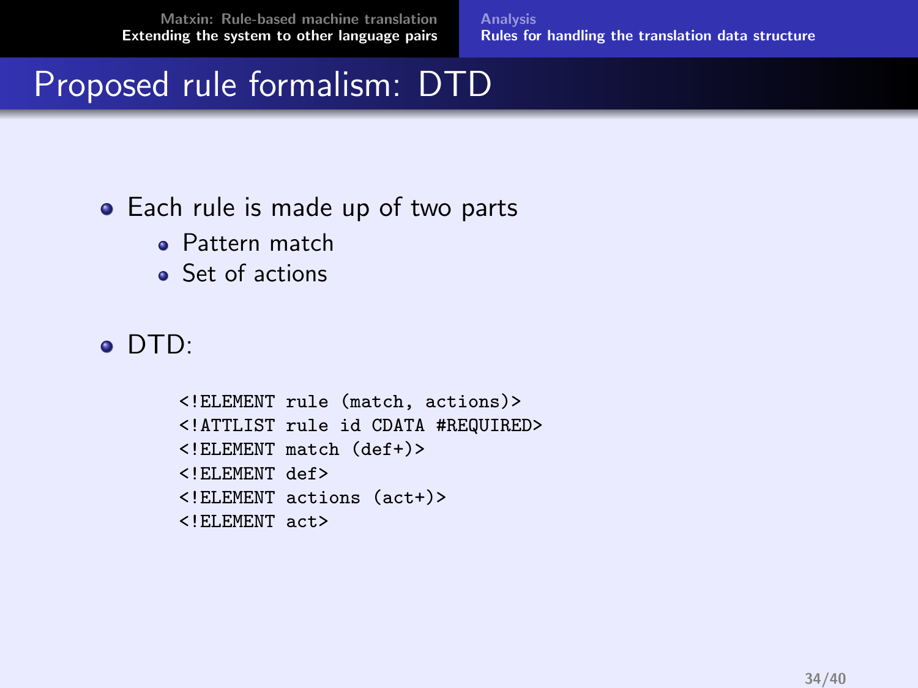# Proposed rule formalism: DTD

- Each rule is made up of two parts
  - Pattern match
  - Set of actions
- DTD:

```
<!ELEMENT rule (match, actions)>
<!ATTLIST rule id CDATA #REQUIRED>
<!ELEMENT match (def+)>
<!ELEMENT def>
<!ELEMENT actions (act+)>
<!ELEMENT act>
```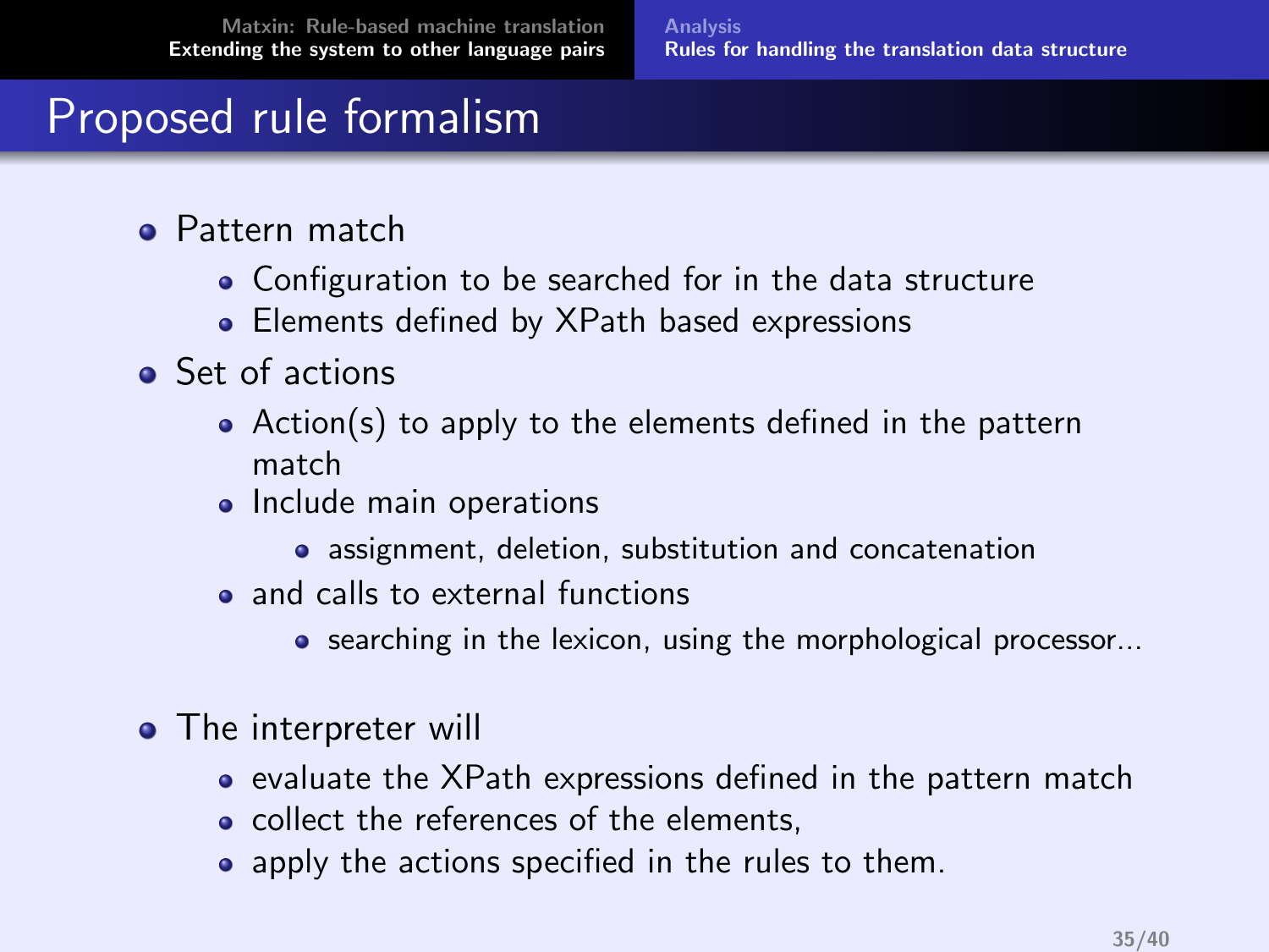# Proposed rule formalism

- Pattern match
  - Configuration to be searched for in the data structure
  - Elements defined by XPath based expressions
- Set of actions
  - Action(s) to apply to the elements defined in the pattern match
  - Include main operations
    - assignment, deletion, substitution and concatenation
  - and calls to external functions
    - searching in the lexicon, using the morphological processor...
- The interpreter will
  - evaluate the XPath expressions defined in the pattern match
  - collect the references of the elements,
  - apply the actions specified in the rules to them.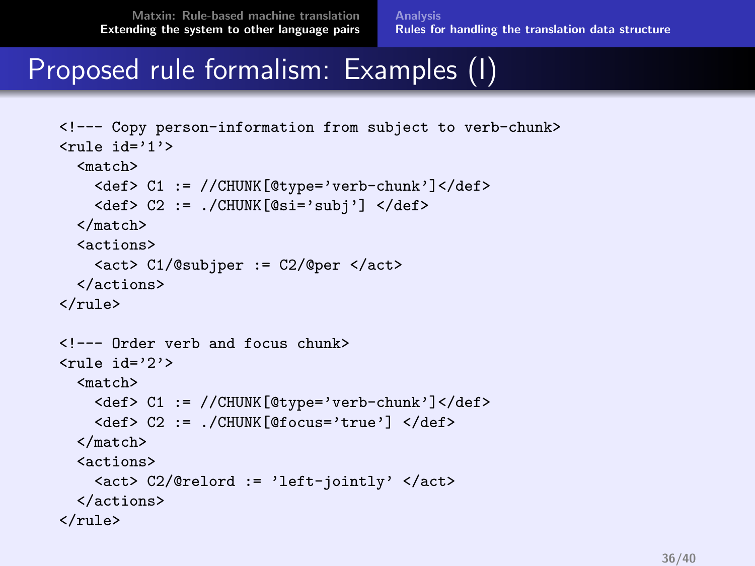# Proposed rule formalism: Examples (I)

```
<!--- Copy person-information from subject to verb-chunk>
<rule id='1'>
  <match>
    <def> C1 := //CHUNK[@type='verb-chunk']</def>
    <def> C2 := ./CHUNK[@si='subj'] </def>
  </match>
  <actions>
    <act> C1/@subjper := C2/@per </act>
  </actions>
</rule>

<!--- Order verb and focus chunk>
<rule id='2'>
  <match>
    <def> C1 := //CHUNK[@type='verb-chunk']</def>
    <def> C2 := ./CHUNK[@focus='true'] </def>
  </match>
  <actions>
    <act> C2/@relord := 'left-jointly' </act>
  </actions>
</rule>
```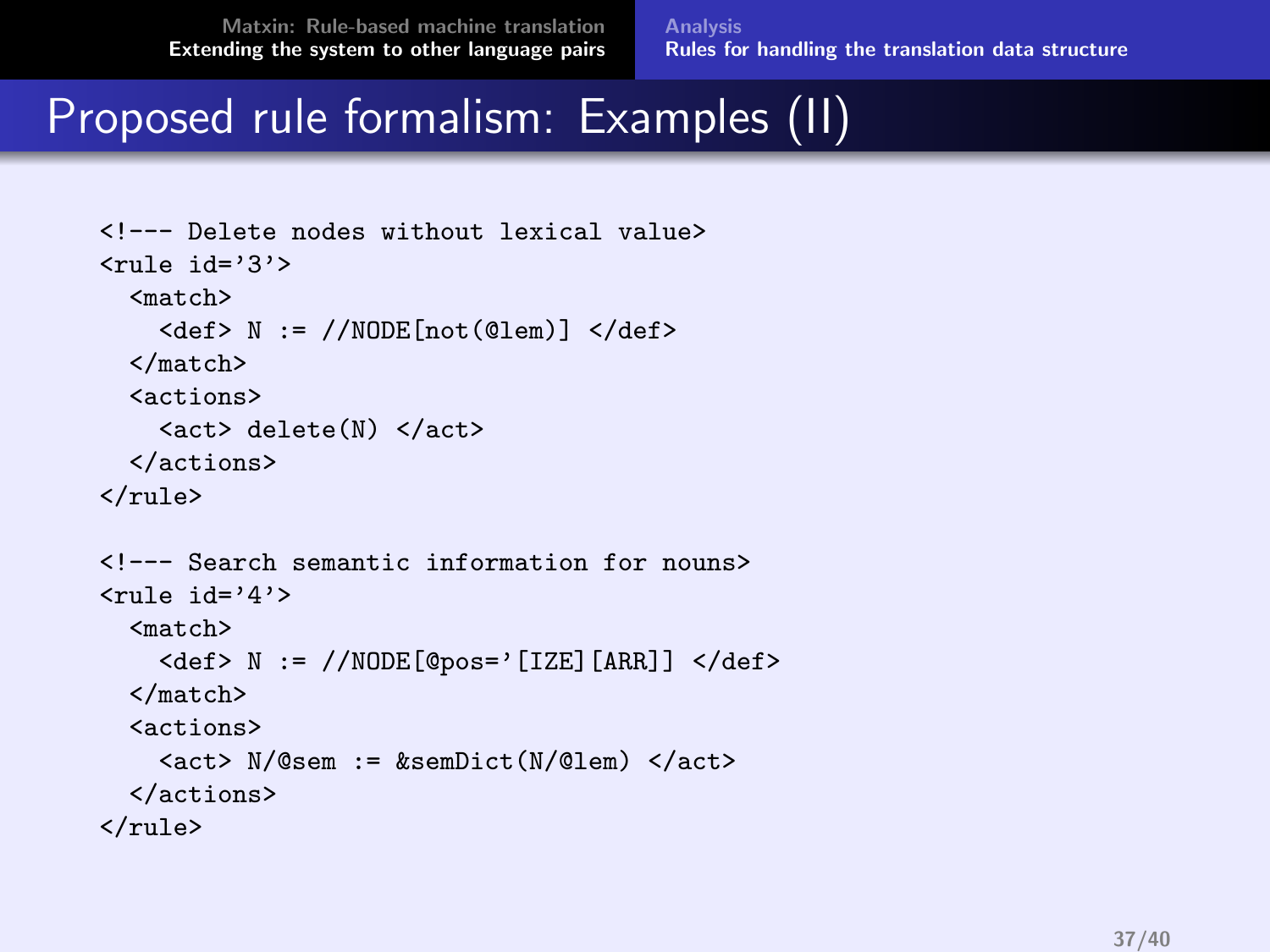# Proposed rule formalism: Examples (II)

```
<!--- Delete nodes without lexical value>
<rule id='3'>
  <match>
    <def> N := //NODE[not(@lem)] </def>
  </match>
  <actions>
    <act> delete(N) </act>
  </actions>
</rule>

<!--- Search semantic information for nouns>
<rule id='4'>
  <match>
    <def> N := //NODE[@pos='[IZE][ARR]] </def>
  </match>
  <actions>
    <act> N/@sem := &semDict(N/@lem) </act>
  </actions>
</rule>
```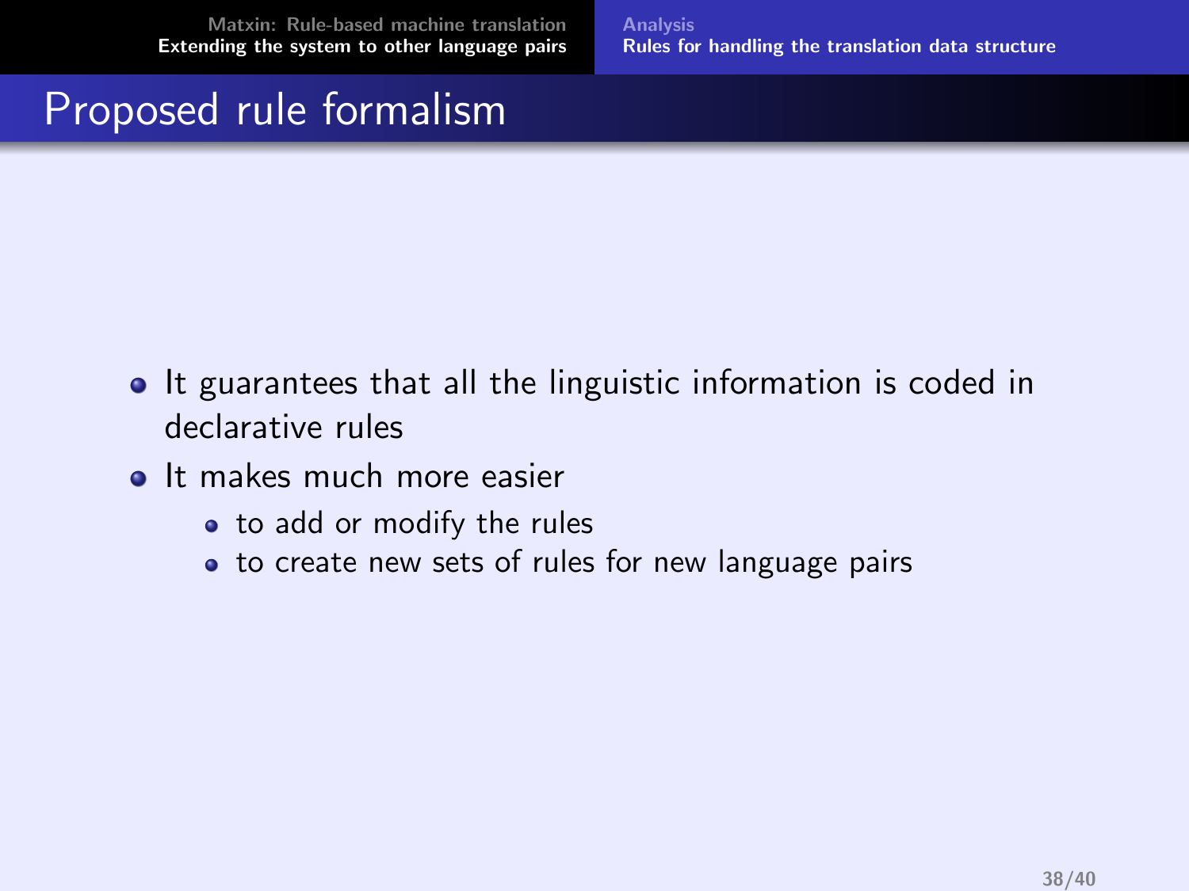# Proposed rule formalism

- It guarantees that all the linguistic information is coded in declarative rules
- It makes much more easier
  - to add or modify the rules
  - to create new sets of rules for new language pairs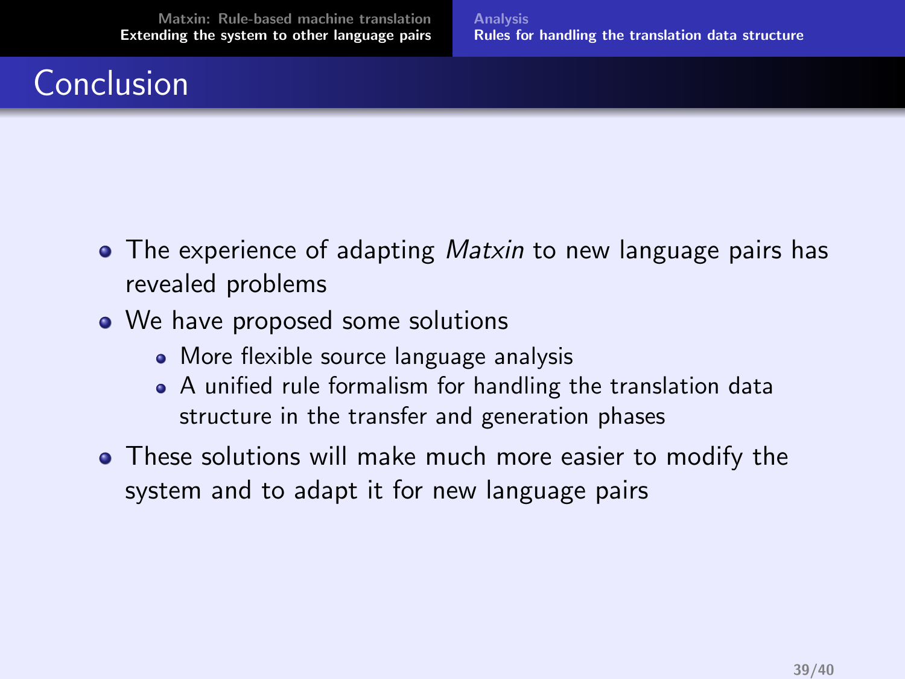# Conclusion

- The experience of adapting *Matxin* to new language pairs has revealed problems
- We have proposed some solutions
  - More flexible source language analysis
  - A unified rule formalism for handling the translation data structure in the transfer and generation phases
- These solutions will make much more easier to modify the system and to adapt it for new language pairs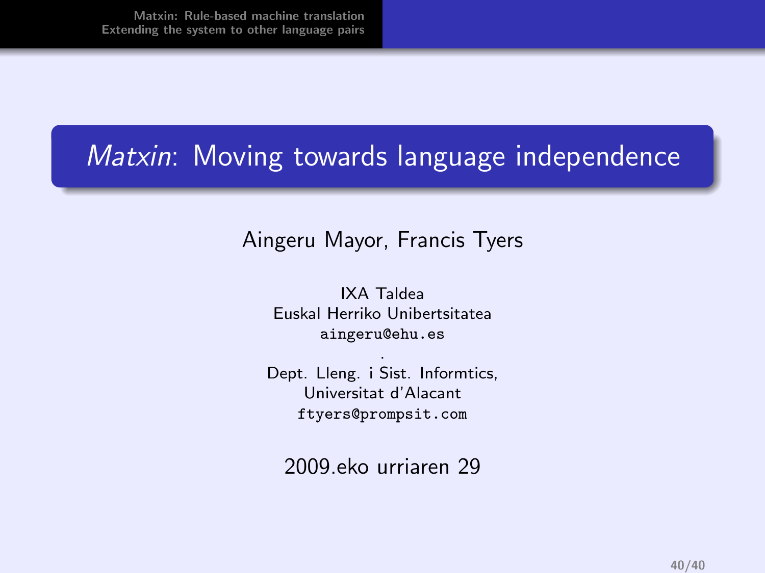# *Matxin*: Moving towards language independence

Aingeru Mayor, Francis Tyers

IXA Taldea
Euskal Herriko Unibertsitatea
aingeru@ehu.es

.

Dept. Lleng. i Sist. Informtics,
Universitat d'Alacant
ftyers@prompsit.com

2009.eko urriaren 29